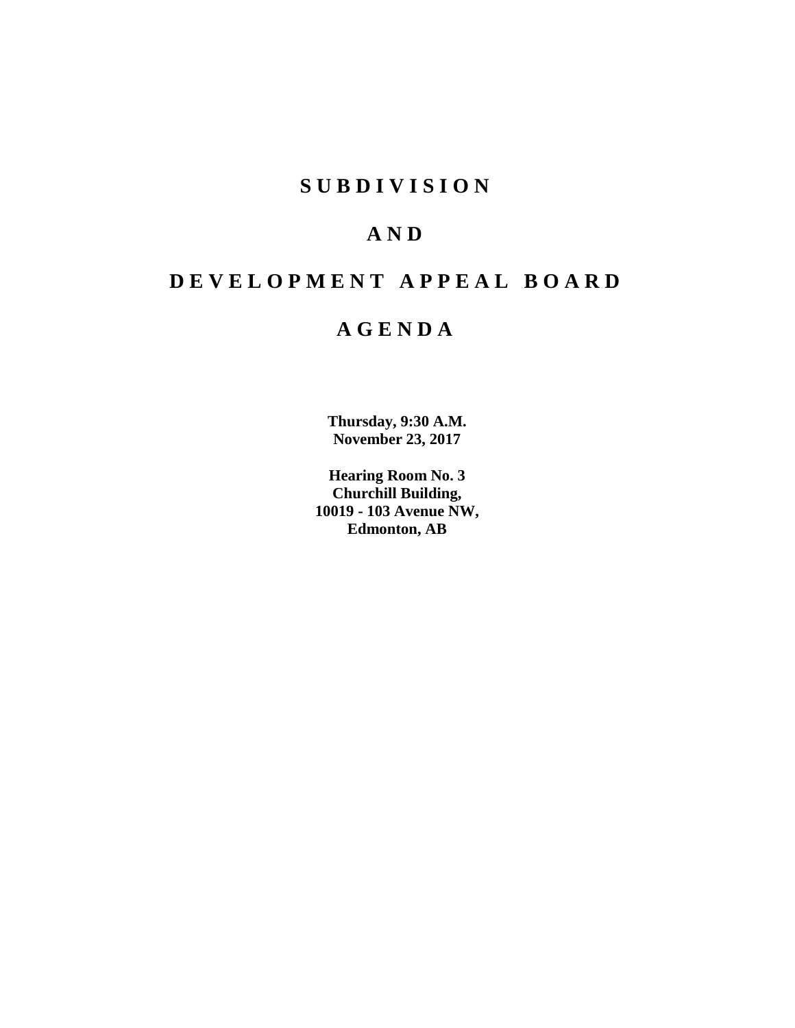# S U B D I V I S I O N

# A N D

# D E V E L O P M E N T A P P E A L B O A R D

# A G E N D A

**Thursday, 9:30 A.M.**
**November 23, 2017**

**Hearing Room No. 3**
**Churchill Building,**
**10019 - 103 Avenue NW,**
**Edmonton, AB**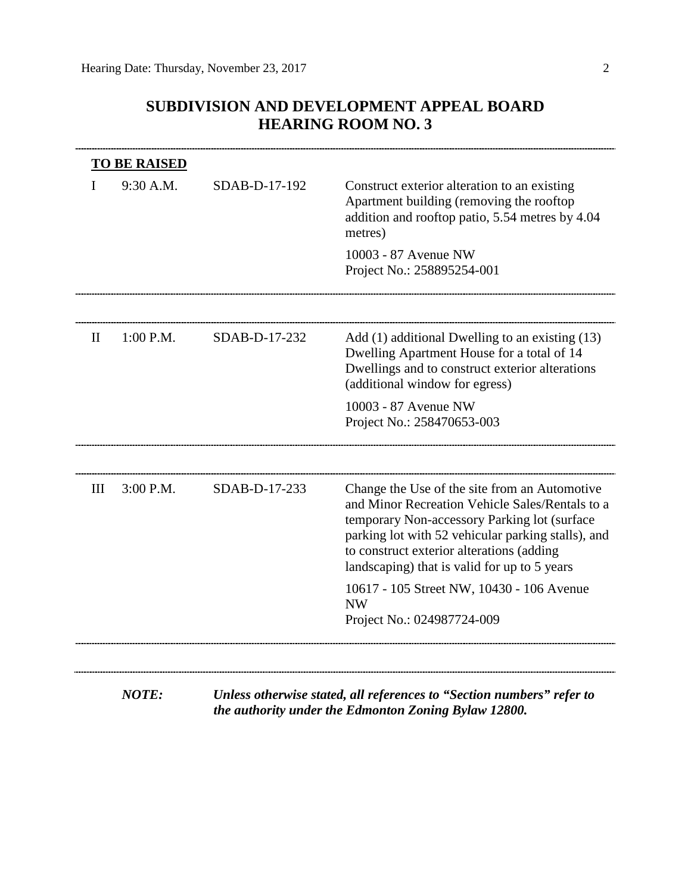## SUBDIVISION AND DEVELOPMENT APPEAL BOARD
## HEARING ROOM NO. 3

---

**TO BE RAISED**

| | | | |
|---|---|---|---|
| I | 9:30 A.M. | SDAB-D-17-192 | Construct exterior alteration to an existing Apartment building (removing the rooftop addition and rooftop patio, 5.54 metres by 4.04 metres)<br><br>10003 - 87 Avenue NW<br>Project No.: 258895254-001 |

---

| | | | |
|---|---|---|---|
| II | 1:00 P.M. | SDAB-D-17-232 | Add (1) additional Dwelling to an existing (13) Dwelling Apartment House for a total of 14 Dwellings and to construct exterior alterations (additional window for egress)<br><br>10003 - 87 Avenue NW<br>Project No.: 258470653-003 |

---

| | | | |
|---|---|---|---|
| III | 3:00 P.M. | SDAB-D-17-233 | Change the Use of the site from an Automotive and Minor Recreation Vehicle Sales/Rentals to a temporary Non-accessory Parking lot (surface parking lot with 52 vehicular parking stalls), and to construct exterior alterations (adding landscaping) that is valid for up to 5 years<br><br>10617 - 105 Street NW, 10430 - 106 Avenue NW<br>Project No.: 024987724-009 |

---

***NOTE:*** ***Unless otherwise stated, all references to "Section numbers" refer to the authority under the Edmonton Zoning Bylaw 12800.***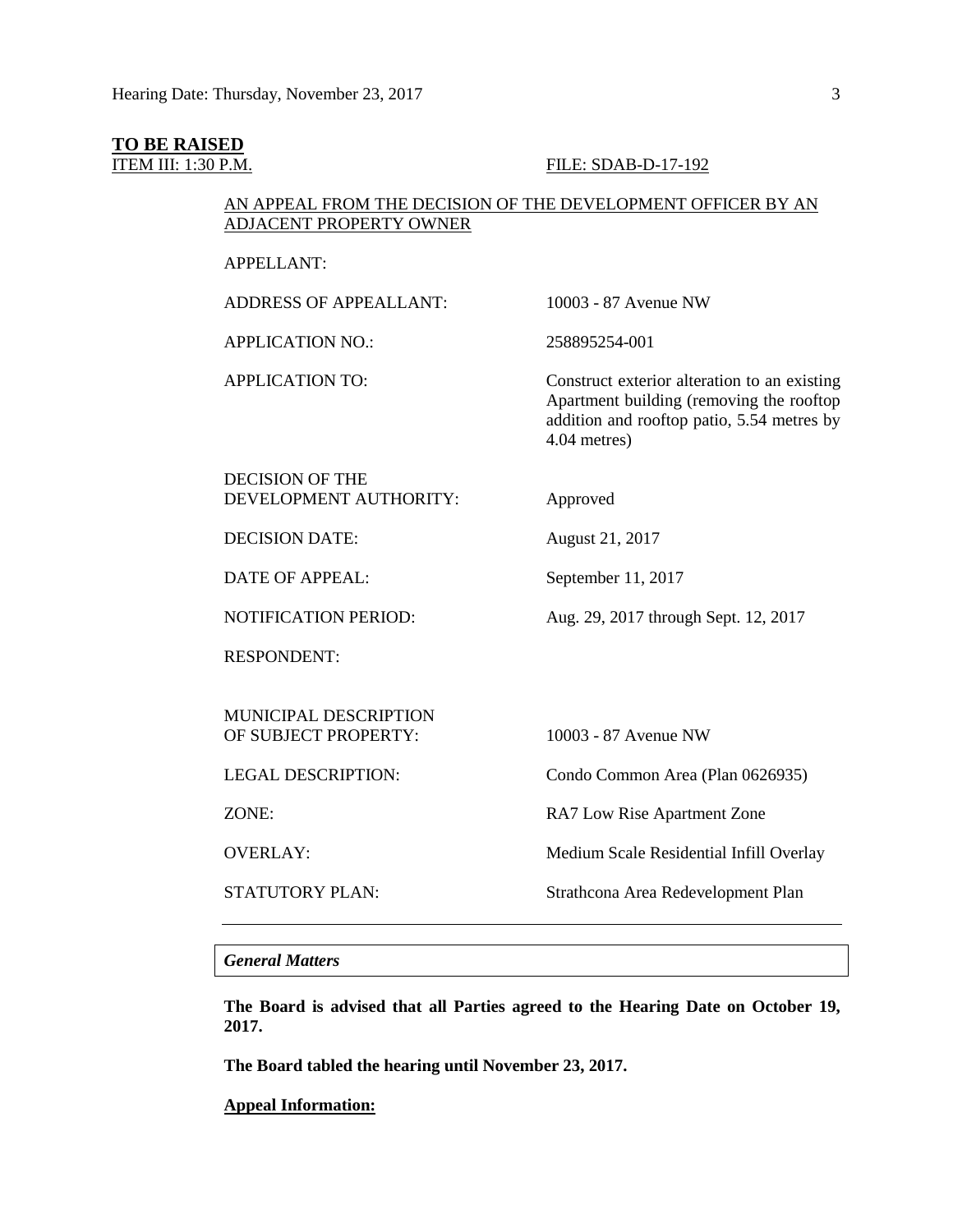**TO BE RAISED**

ITEM III: 1:30 P.M. FILE: SDAB-D-17-192

AN APPEAL FROM THE DECISION OF THE DEVELOPMENT OFFICER BY AN ADJACENT PROPERTY OWNER

| | |
|---|---|
| APPELLANT: | |
| ADDRESS OF APPEALLANT: | 10003 - 87 Avenue NW |
| APPLICATION NO.: | 258895254-001 |
| APPLICATION TO: | Construct exterior alteration to an existing Apartment building (removing the rooftop addition and rooftop patio, 5.54 metres by 4.04 metres) |
| DECISION OF THE DEVELOPMENT AUTHORITY: | Approved |
| DECISION DATE: | August 21, 2017 |
| DATE OF APPEAL: | September 11, 2017 |
| NOTIFICATION PERIOD: | Aug. 29, 2017 through Sept. 12, 2017 |
| RESPONDENT: | |
| MUNICIPAL DESCRIPTION OF SUBJECT PROPERTY: | 10003 - 87 Avenue NW |
| LEGAL DESCRIPTION: | Condo Common Area (Plan 0626935) |
| ZONE: | RA7 Low Rise Apartment Zone |
| OVERLAY: | Medium Scale Residential Infill Overlay |
| STATUTORY PLAN: | Strathcona Area Redevelopment Plan |

*General Matters*

**The Board is advised that all Parties agreed to the Hearing Date on October 19, 2017.**

**The Board tabled the hearing until November 23, 2017.**

**Appeal Information:**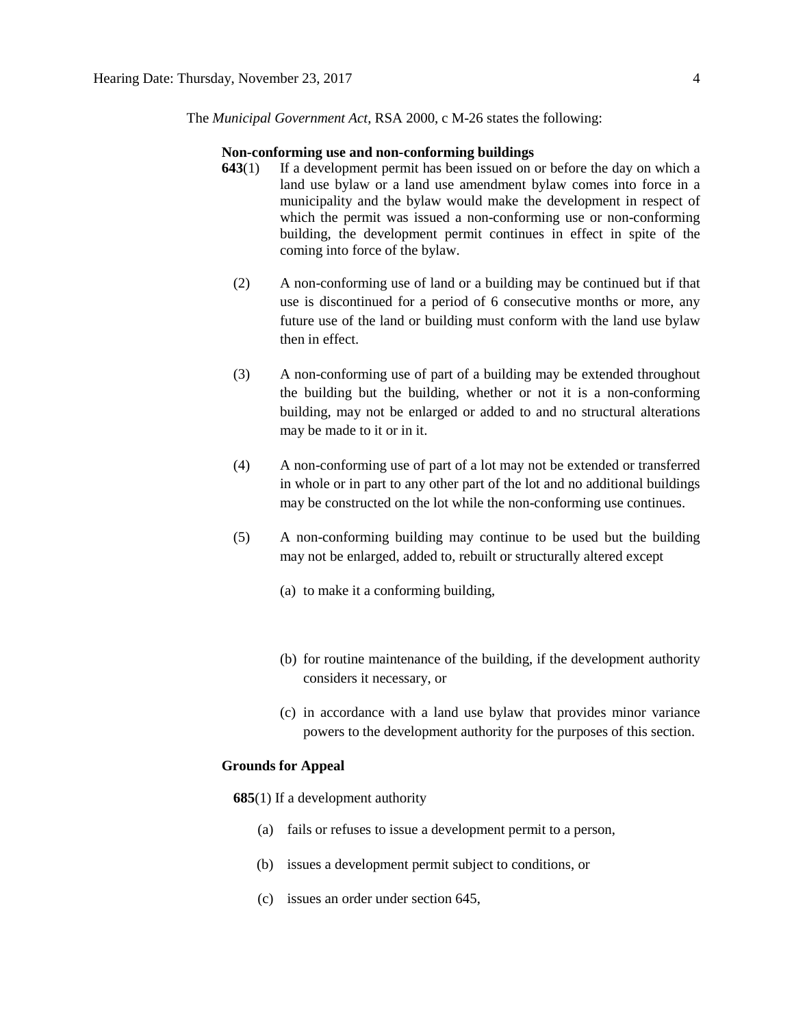The *Municipal Government Act*, RSA 2000, c M-26 states the following:

**Non-conforming use and non-conforming buildings**

**643**(1) If a development permit has been issued on or before the day on which a land use bylaw or a land use amendment bylaw comes into force in a municipality and the bylaw would make the development in respect of which the permit was issued a non-conforming use or non-conforming building, the development permit continues in effect in spite of the coming into force of the bylaw.

(2) A non-conforming use of land or a building may be continued but if that use is discontinued for a period of 6 consecutive months or more, any future use of the land or building must conform with the land use bylaw then in effect.

(3) A non-conforming use of part of a building may be extended throughout the building but the building, whether or not it is a non-conforming building, may not be enlarged or added to and no structural alterations may be made to it or in it.

(4) A non-conforming use of part of a lot may not be extended or transferred in whole or in part to any other part of the lot and no additional buildings may be constructed on the lot while the non-conforming use continues.

(5) A non-conforming building may continue to be used but the building may not be enlarged, added to, rebuilt or structurally altered except

(a) to make it a conforming building,

(b) for routine maintenance of the building, if the development authority considers it necessary, or

(c) in accordance with a land use bylaw that provides minor variance powers to the development authority for the purposes of this section.

**Grounds for Appeal**

**685**(1) If a development authority

(a) fails or refuses to issue a development permit to a person,

(b) issues a development permit subject to conditions, or

(c) issues an order under section 645,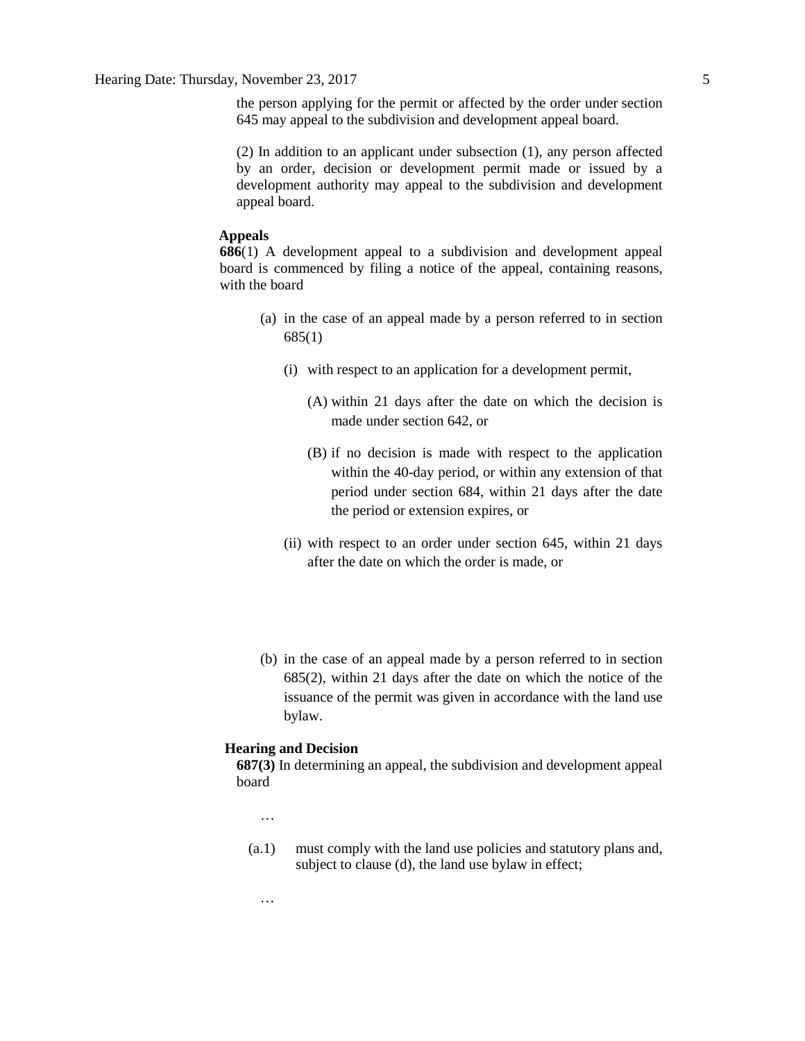the person applying for the permit or affected by the order under section 645 may appeal to the subdivision and development appeal board.

(2) In addition to an applicant under subsection (1), any person affected by an order, decision or development permit made or issued by a development authority may appeal to the subdivision and development appeal board.

**Appeals**

**686**(1) A development appeal to a subdivision and development appeal board is commenced by filing a notice of the appeal, containing reasons, with the board

- (a) in the case of an appeal made by a person referred to in section 685(1)
  - (i) with respect to an application for a development permit,
    - (A) within 21 days after the date on which the decision is made under section 642, or
    - (B) if no decision is made with respect to the application within the 40-day period, or within any extension of that period under section 684, within 21 days after the date the period or extension expires, or
  - (ii) with respect to an order under section 645, within 21 days after the date on which the order is made, or
- (b) in the case of an appeal made by a person referred to in section 685(2), within 21 days after the date on which the notice of the issuance of the permit was given in accordance with the land use bylaw.

**Hearing and Decision**

**687(3)** In determining an appeal, the subdivision and development appeal board

…

(a.1) must comply with the land use policies and statutory plans and, subject to clause (d), the land use bylaw in effect;

…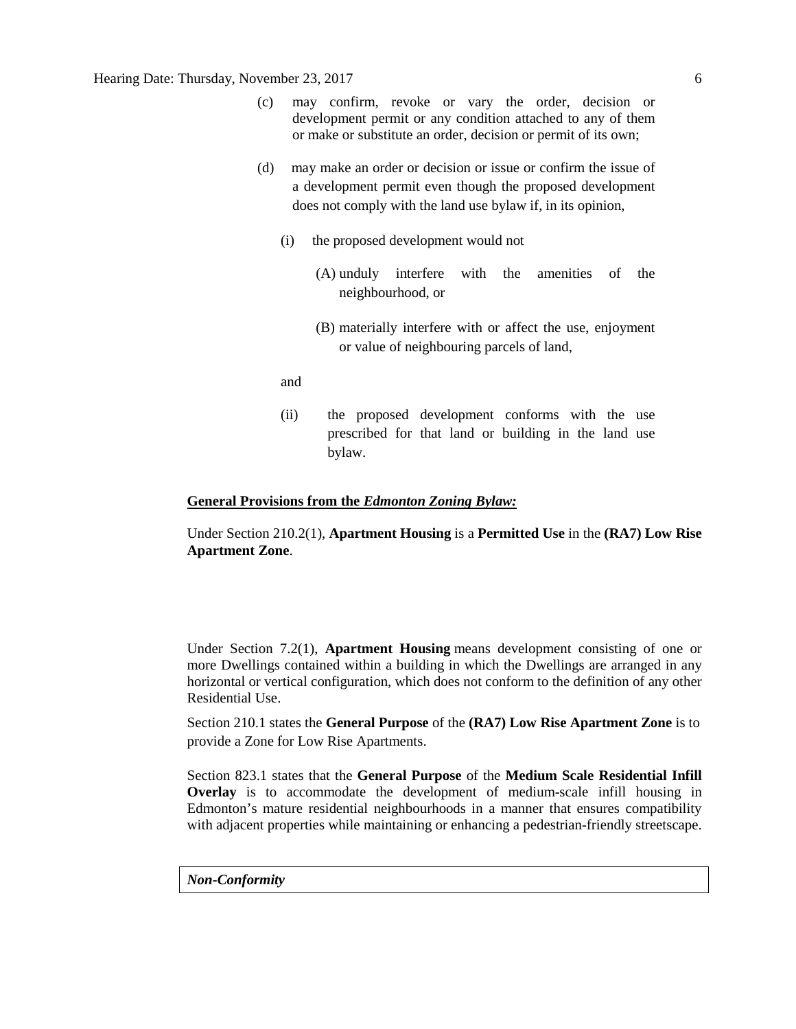(c) may confirm, revoke or vary the order, decision or development permit or any condition attached to any of them or make or substitute an order, decision or permit of its own;

(d) may make an order or decision or issue or confirm the issue of a development permit even though the proposed development does not comply with the land use bylaw if, in its opinion,

(i) the proposed development would not

(A) unduly interfere with the amenities of the neighbourhood, or

(B) materially interfere with or affect the use, enjoyment or value of neighbouring parcels of land,

and

(ii) the proposed development conforms with the use prescribed for that land or building in the land use bylaw.

**General Provisions from the *Edmonton Zoning Bylaw:***

Under Section 210.2(1), **Apartment Housing** is a **Permitted Use** in the **(RA7) Low Rise Apartment Zone**.

Under Section 7.2(1), **Apartment Housing** means development consisting of one or more Dwellings contained within a building in which the Dwellings are arranged in any horizontal or vertical configuration, which does not conform to the definition of any other Residential Use.

Section 210.1 states the **General Purpose** of the **(RA7) Low Rise Apartment Zone** is to provide a Zone for Low Rise Apartments.

Section 823.1 states that the **General Purpose** of the **Medium Scale Residential Infill Overlay** is to accommodate the development of medium-scale infill housing in Edmonton's mature residential neighbourhoods in a manner that ensures compatibility with adjacent properties while maintaining or enhancing a pedestrian-friendly streetscape.

***Non-Conformity***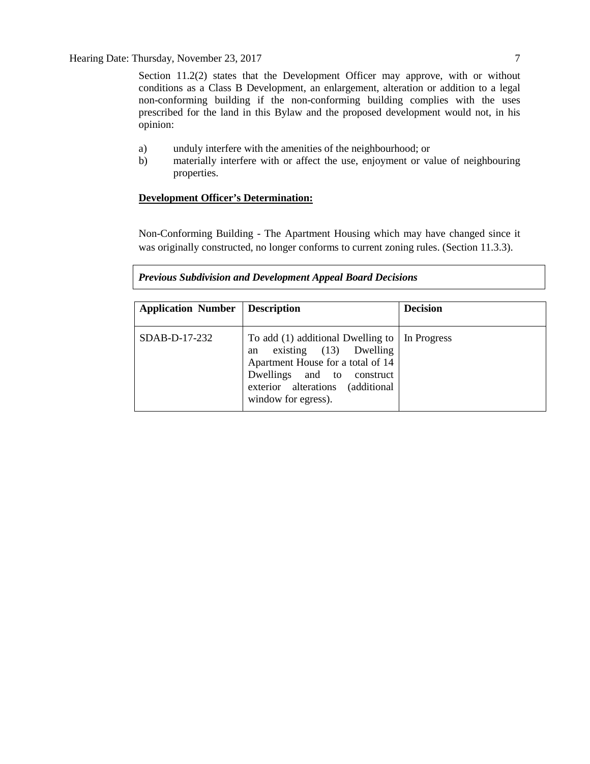Section 11.2(2) states that the Development Officer may approve, with or without conditions as a Class B Development, an enlargement, alteration or addition to a legal non-conforming building if the non-conforming building complies with the uses prescribed for the land in this Bylaw and the proposed development would not, in his opinion:

a) unduly interfere with the amenities of the neighbourhood; or
b) materially interfere with or affect the use, enjoyment or value of neighbouring properties.

**Development Officer's Determination:**

Non-Conforming Building - The Apartment Housing which may have changed since it was originally constructed, no longer conforms to current zoning rules. (Section 11.3.3).

***Previous Subdivision and Development Appeal Board Decisions***

| Application Number | Description | Decision |
|---|---|---|
| SDAB-D-17-232 | To add (1) additional Dwelling to an existing (13) Dwelling Apartment House for a total of 14 Dwellings and to construct exterior alterations (additional window for egress). | In Progress |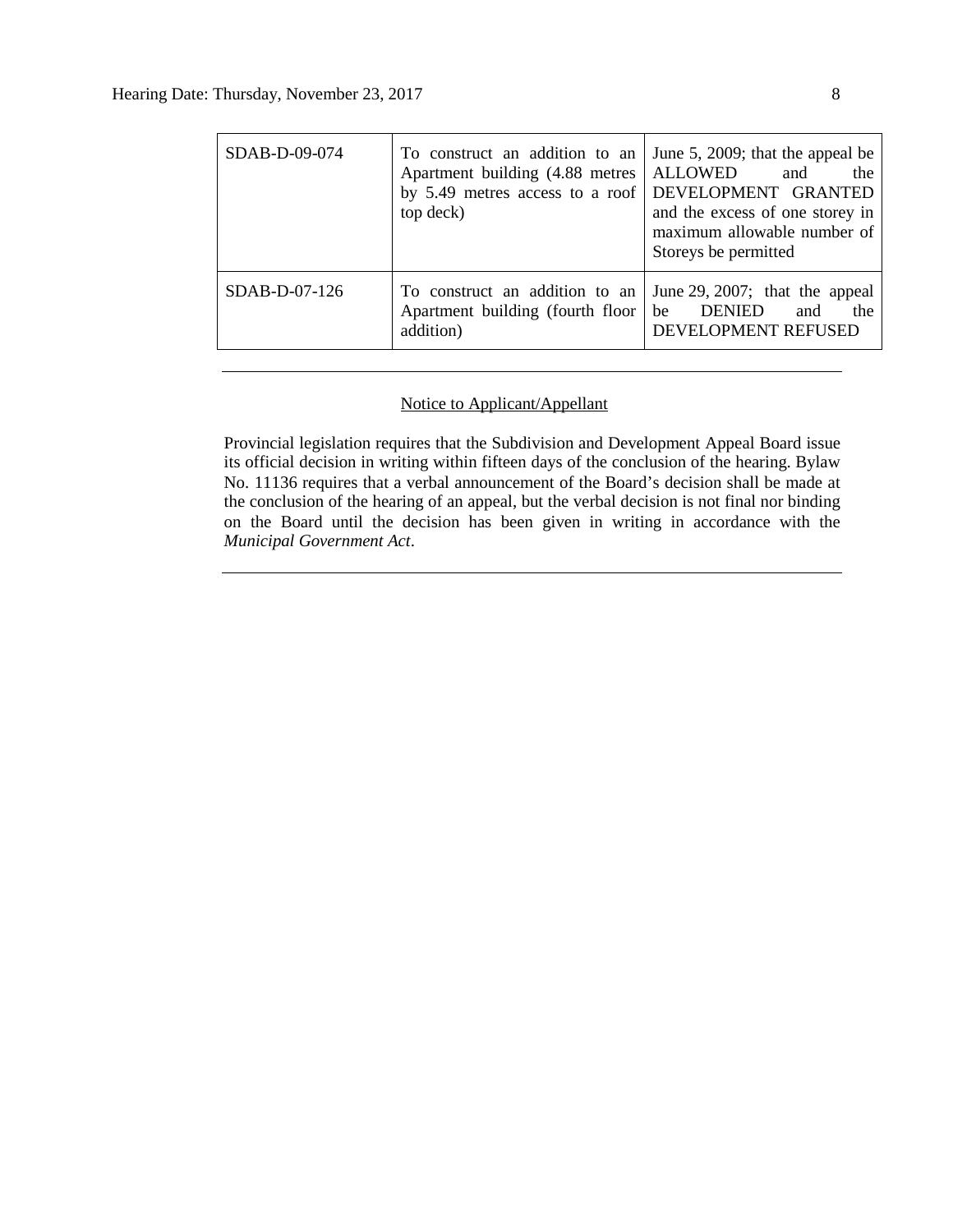| | | |
|---|---|---|
| SDAB-D-09-074 | To construct an addition to an Apartment building (4.88 metres by 5.49 metres access to a roof top deck) | June 5, 2009; that the appeal be ALLOWED and the DEVELOPMENT GRANTED and the excess of one storey in maximum allowable number of Storeys be permitted |
| SDAB-D-07-126 | To construct an addition to an Apartment building (fourth floor addition) | June 29, 2007; that the appeal be DENIED and the DEVELOPMENT REFUSED |

---

Notice to Applicant/Appellant

Provincial legislation requires that the Subdivision and Development Appeal Board issue its official decision in writing within fifteen days of the conclusion of the hearing. Bylaw No. 11136 requires that a verbal announcement of the Board's decision shall be made at the conclusion of the hearing of an appeal, but the verbal decision is not final nor binding on the Board until the decision has been given in writing in accordance with the *Municipal Government Act*.

---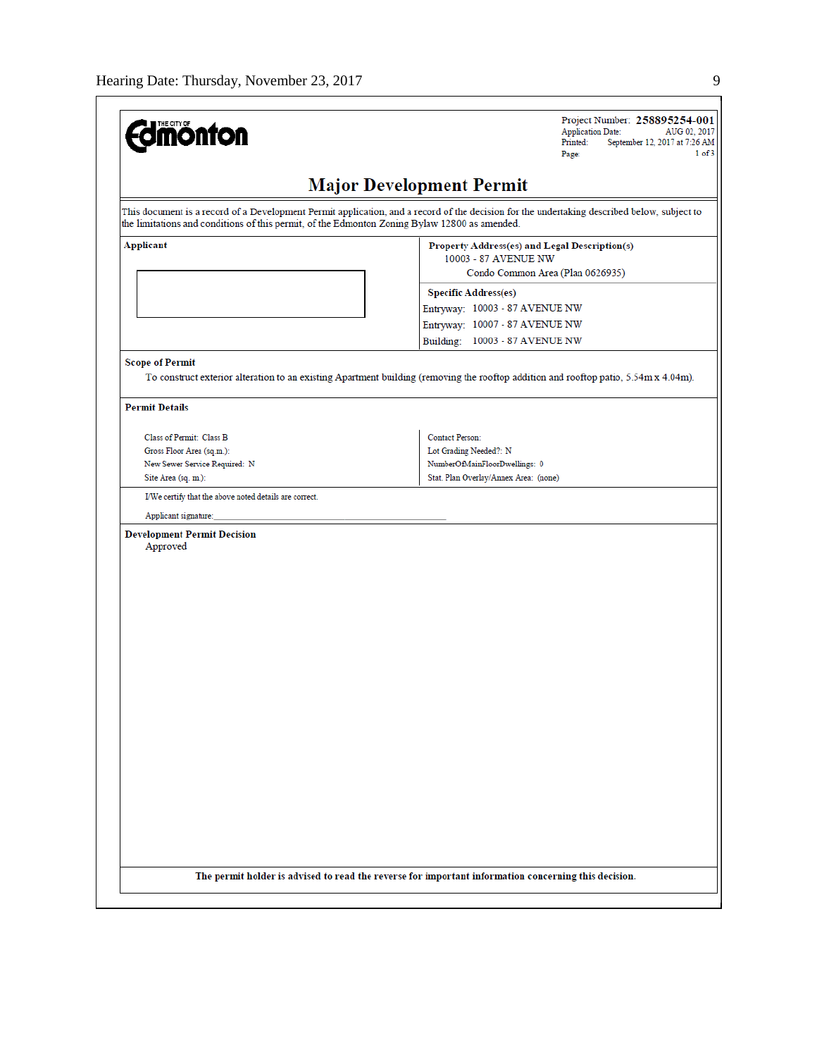THE CITY OF Edmonton

Project Number: **258895254-001**
Application Date: AUG 02, 2017
Printed: September 12, 2017 at 7:26 AM
Page: 1 of 3

# Major Development Permit

This document is a record of a Development Permit application, and a record of the decision for the undertaking described below, subject to the limitations and conditions of this permit, of the Edmonton Zoning Bylaw 12800 as amended.

| Applicant | Property Address(es) and Legal Description(s) |
|---|---|
| | 10003 - 87 AVENUE NW<br>Condo Common Area (Plan 0626935) |
| | **Specific Address(es)**<br>Entryway: 10003 - 87 AVENUE NW<br>Entryway: 10007 - 87 AVENUE NW<br>Building: 10003 - 87 AVENUE NW |

**Scope of Permit**

To construct exterior alteration to an existing Apartment building (removing the rooftop addition and rooftop patio, 5.54m x 4.04m).

**Permit Details**

| | |
|---|---|
| Class of Permit: Class B | Contact Person: |
| Gross Floor Area (sq.m.): | Lot Grading Needed?: N |
| New Sewer Service Required: N | NumberOfMainFloorDwellings: 0 |
| Site Area (sq. m.): | Stat. Plan Overlay/Annex Area: (none) |

I/We certify that the above noted details are correct.

Applicant signature: ______________________________

**Development Permit Decision**

Approved

**The permit holder is advised to read the reverse for important information concerning this decision.**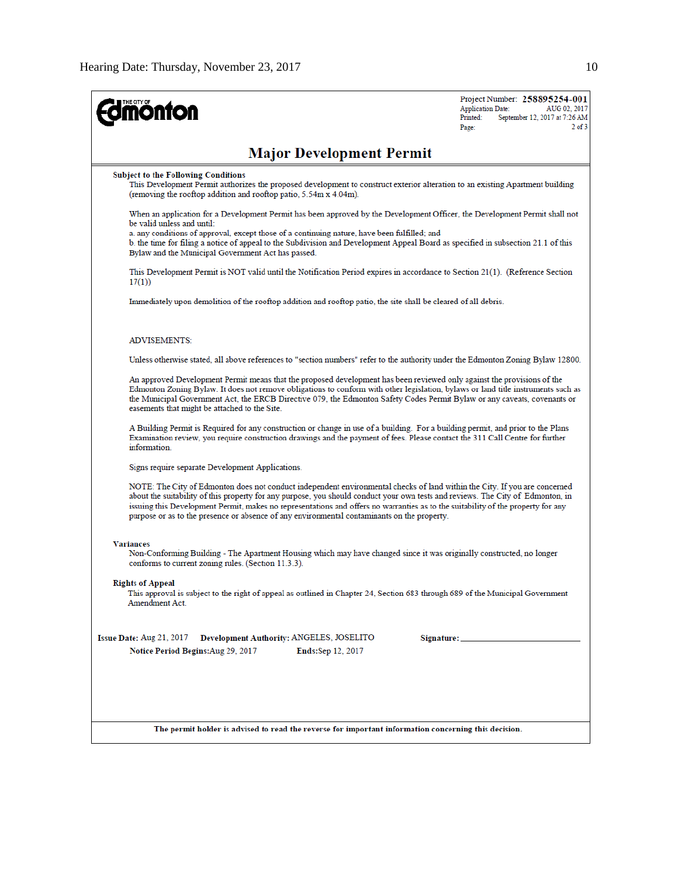THE CITY OF Edmonton

Project Number: **258895254-001**
Application Date: AUG 02, 2017
Printed: September 12, 2017 at 7:26 AM

## Major Development Permit

**Subject to the Following Conditions**

This Development Permit authorizes the proposed development to construct exterior alteration to an existing Apartment building (removing the rooftop addition and rooftop patio, 5.54m x 4.04m).

When an application for a Development Permit has been approved by the Development Officer, the Development Permit shall not be valid unless and until:
a. any conditions of approval, except those of a continuing nature, have been fulfilled; and
b. the time for filing a notice of appeal to the Subdivision and Development Appeal Board as specified in subsection 21.1 of this Bylaw and the Municipal Government Act has passed.

This Development Permit is NOT valid until the Notification Period expires in accordance to Section 21(1). (Reference Section 17(1))

Immediately upon demolition of the rooftop addition and rooftop patio, the site shall be cleared of all debris.

ADVISEMENTS:

Unless otherwise stated, all above references to "section numbers" refer to the authority under the Edmonton Zoning Bylaw 12800.

An approved Development Permit means that the proposed development has been reviewed only against the provisions of the Edmonton Zoning Bylaw. It does not remove obligations to conform with other legislation, bylaws or land title instruments such as the Municipal Government Act, the ERCB Directive 079, the Edmonton Safety Codes Permit Bylaw or any caveats, covenants or easements that might be attached to the Site.

A Building Permit is Required for any construction or change in use of a building. For a building permit, and prior to the Plans Examination review, you require construction drawings and the payment of fees. Please contact the 311 Call Centre for further information.

Signs require separate Development Applications.

NOTE: The City of Edmonton does not conduct independent environmental checks of land within the City. If you are concerned about the suitability of this property for any purpose, you should conduct your own tests and reviews. The City of Edmonton, in issuing this Development Permit, makes no representations and offers no warranties as to the suitability of the property for any purpose or as to the presence or absence of any environmental contaminants on the property.

**Variances**

Non-Conforming Building - The Apartment Housing which may have changed since it was originally constructed, no longer conforms to current zoning rules. (Section 11.3.3).

**Rights of Appeal**

This approval is subject to the right of appeal as outlined in Chapter 24, Section 683 through 689 of the Municipal Government Amendment Act.

**Issue Date:** Aug 21, 2017 **Development Authority:** ANGELES, JOSELITO **Signature:** ____________________

**Notice Period Begins:** Aug 29, 2017 **Ends:** Sep 12, 2017

**The permit holder is advised to read the reverse for important information concerning this decision.**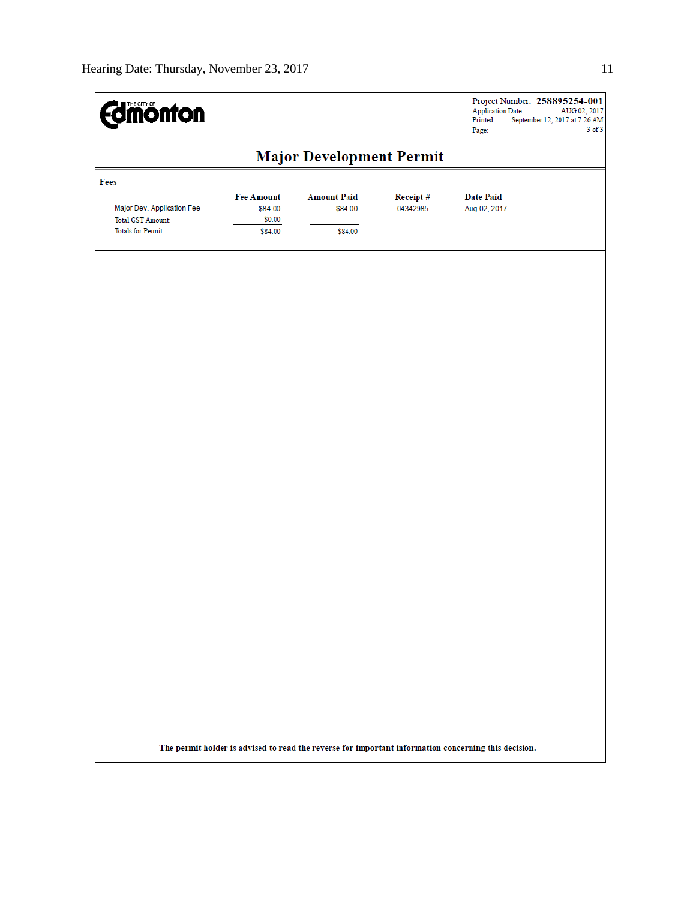THE CITY OF Edmonton

Project Number: **258895254-001**
Application Date: AUG 02, 2017
Printed: September 12, 2017 at 7:26 AM
Page: 3 of 3

# Major Development Permit

**Fees**

| | Fee Amount | Amount Paid | Receipt # | Date Paid |
|---|---|---|---|---|
| Major Dev. Application Fee | $84.00 | $84.00 | 04342985 | Aug 02, 2017 |
| Total GST Amount: | $0.00 | | | |
| Totals for Permit: | $84.00 | $84.00 | | |

**The permit holder is advised to read the reverse for important information concerning this decision.**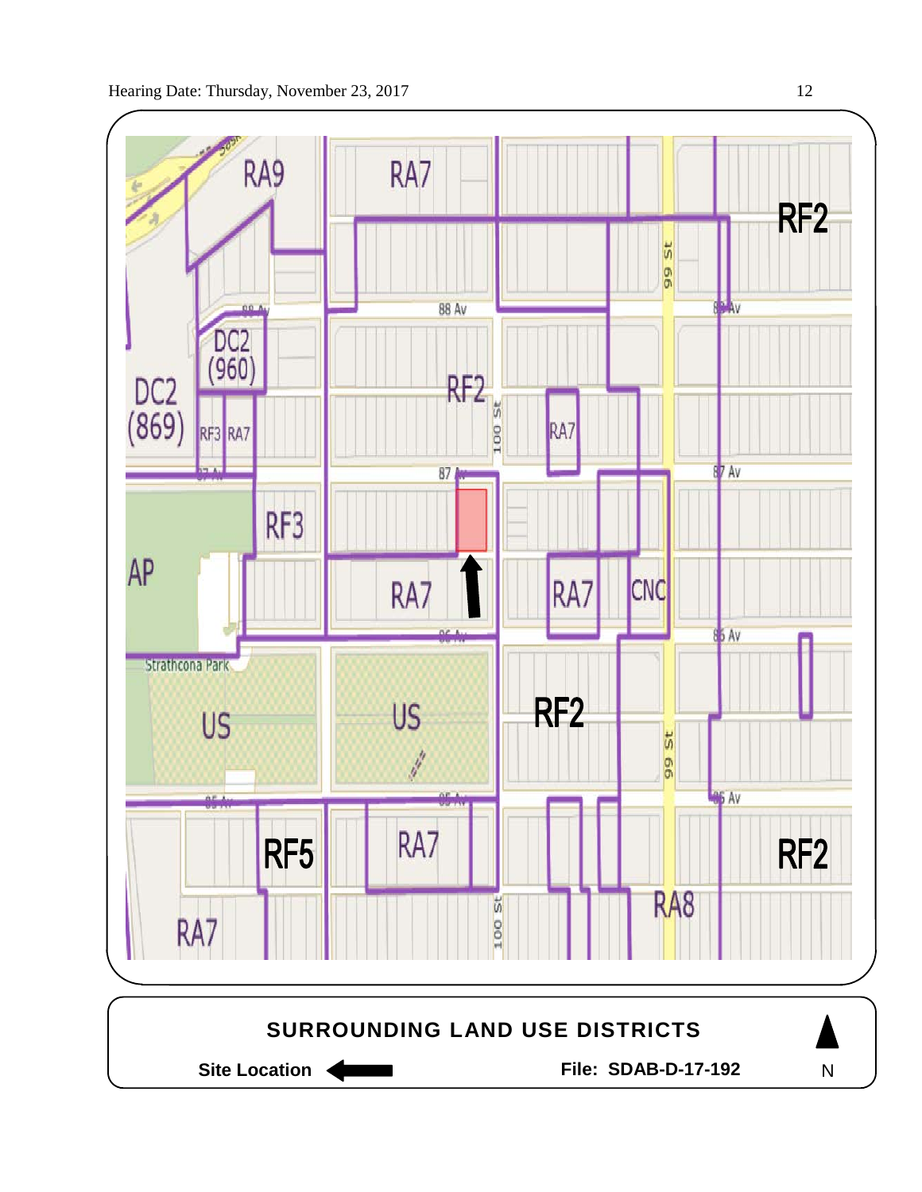RA9 RA7 RF2

DC2 (960)

88 Av

DC2 (869) RF3 RA7 RF2 100 St RA7 99 St

87 Av

RF3

AP RA7 RA7 CNC

86 Av

Strathcona Park

US US RF2

85 Av

RF5 RA7 RF2

RA7 RA8

**SURROUNDING LAND USE DISTRICTS**

**Site Location** ⟵ **File: SDAB-D-17-192** N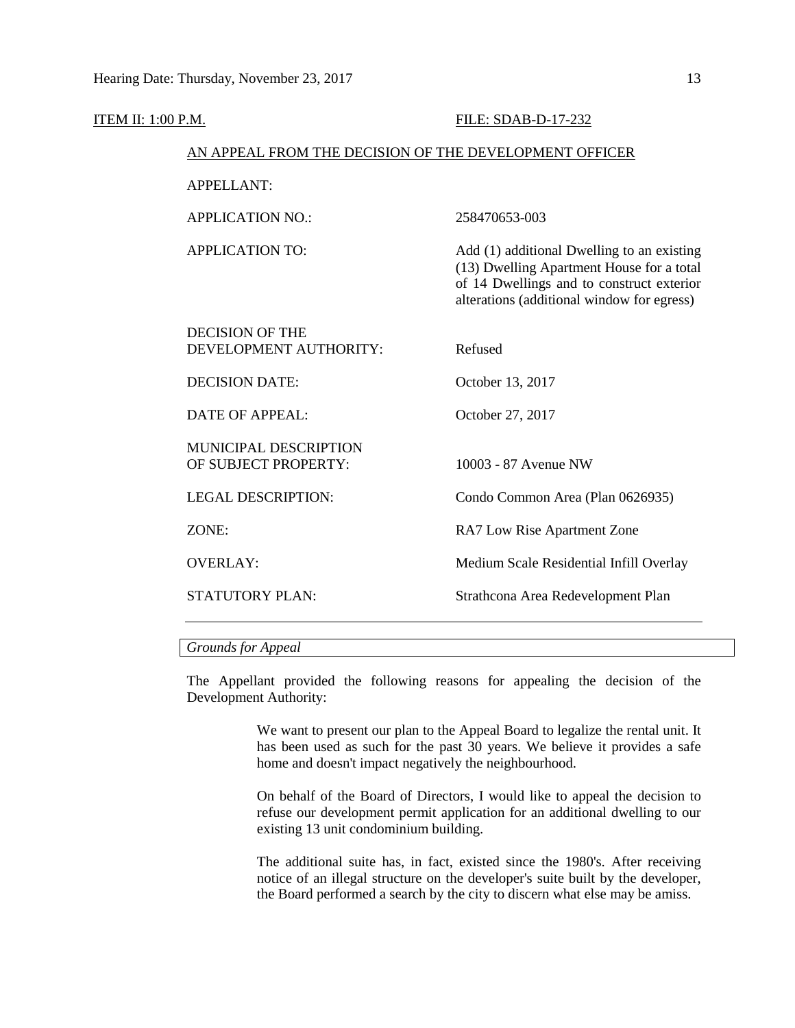ITEM II: 1:00 P.M. FILE: SDAB-D-17-232

AN APPEAL FROM THE DECISION OF THE DEVELOPMENT OFFICER

| | |
|---|---|
| APPELLANT: | |
| APPLICATION NO.: | 258470653-003 |
| APPLICATION TO: | Add (1) additional Dwelling to an existing (13) Dwelling Apartment House for a total of 14 Dwellings and to construct exterior alterations (additional window for egress) |
| DECISION OF THE DEVELOPMENT AUTHORITY: | Refused |
| DECISION DATE: | October 13, 2017 |
| DATE OF APPEAL: | October 27, 2017 |
| MUNICIPAL DESCRIPTION OF SUBJECT PROPERTY: | 10003 - 87 Avenue NW |
| LEGAL DESCRIPTION: | Condo Common Area (Plan 0626935) |
| ZONE: | RA7 Low Rise Apartment Zone |
| OVERLAY: | Medium Scale Residential Infill Overlay |
| STATUTORY PLAN: | Strathcona Area Redevelopment Plan |

*Grounds for Appeal*

The Appellant provided the following reasons for appealing the decision of the Development Authority:

> We want to present our plan to the Appeal Board to legalize the rental unit. It has been used as such for the past 30 years. We believe it provides a safe home and doesn't impact negatively the neighbourhood.
>
> On behalf of the Board of Directors, I would like to appeal the decision to refuse our development permit application for an additional dwelling to our existing 13 unit condominium building.
>
> The additional suite has, in fact, existed since the 1980's. After receiving notice of an illegal structure on the developer's suite built by the developer, the Board performed a search by the city to discern what else may be amiss.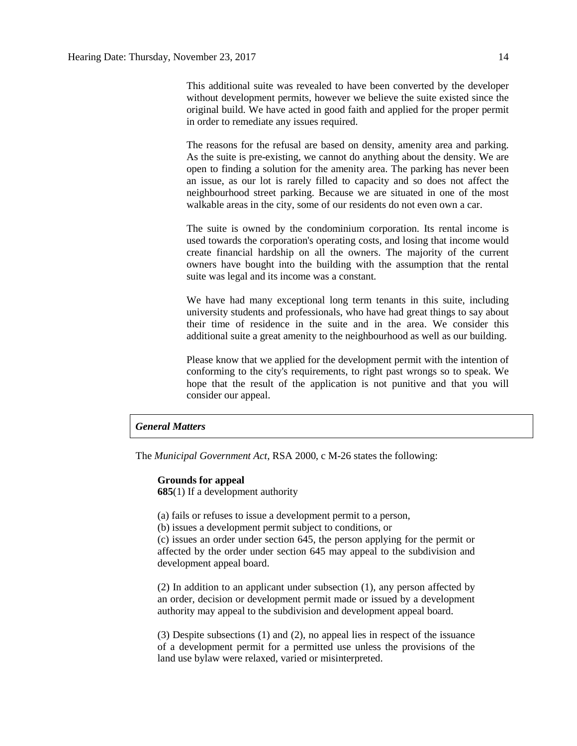This additional suite was revealed to have been converted by the developer without development permits, however we believe the suite existed since the original build. We have acted in good faith and applied for the proper permit in order to remediate any issues required.

The reasons for the refusal are based on density, amenity area and parking. As the suite is pre-existing, we cannot do anything about the density. We are open to finding a solution for the amenity area. The parking has never been an issue, as our lot is rarely filled to capacity and so does not affect the neighbourhood street parking. Because we are situated in one of the most walkable areas in the city, some of our residents do not even own a car.

The suite is owned by the condominium corporation. Its rental income is used towards the corporation's operating costs, and losing that income would create financial hardship on all the owners. The majority of the current owners have bought into the building with the assumption that the rental suite was legal and its income was a constant.

We have had many exceptional long term tenants in this suite, including university students and professionals, who have had great things to say about their time of residence in the suite and in the area. We consider this additional suite a great amenity to the neighbourhood as well as our building.

Please know that we applied for the development permit with the intention of conforming to the city's requirements, to right past wrongs so to speak. We hope that the result of the application is not punitive and that you will consider our appeal.

## *General Matters*

The *Municipal Government Act*, RSA 2000, c M-26 states the following:

**Grounds for appeal**
**685**(1) If a development authority

(a) fails or refuses to issue a development permit to a person,

(b) issues a development permit subject to conditions, or

(c) issues an order under section 645, the person applying for the permit or affected by the order under section 645 may appeal to the subdivision and development appeal board.

(2) In addition to an applicant under subsection (1), any person affected by an order, decision or development permit made or issued by a development authority may appeal to the subdivision and development appeal board.

(3) Despite subsections (1) and (2), no appeal lies in respect of the issuance of a development permit for a permitted use unless the provisions of the land use bylaw were relaxed, varied or misinterpreted.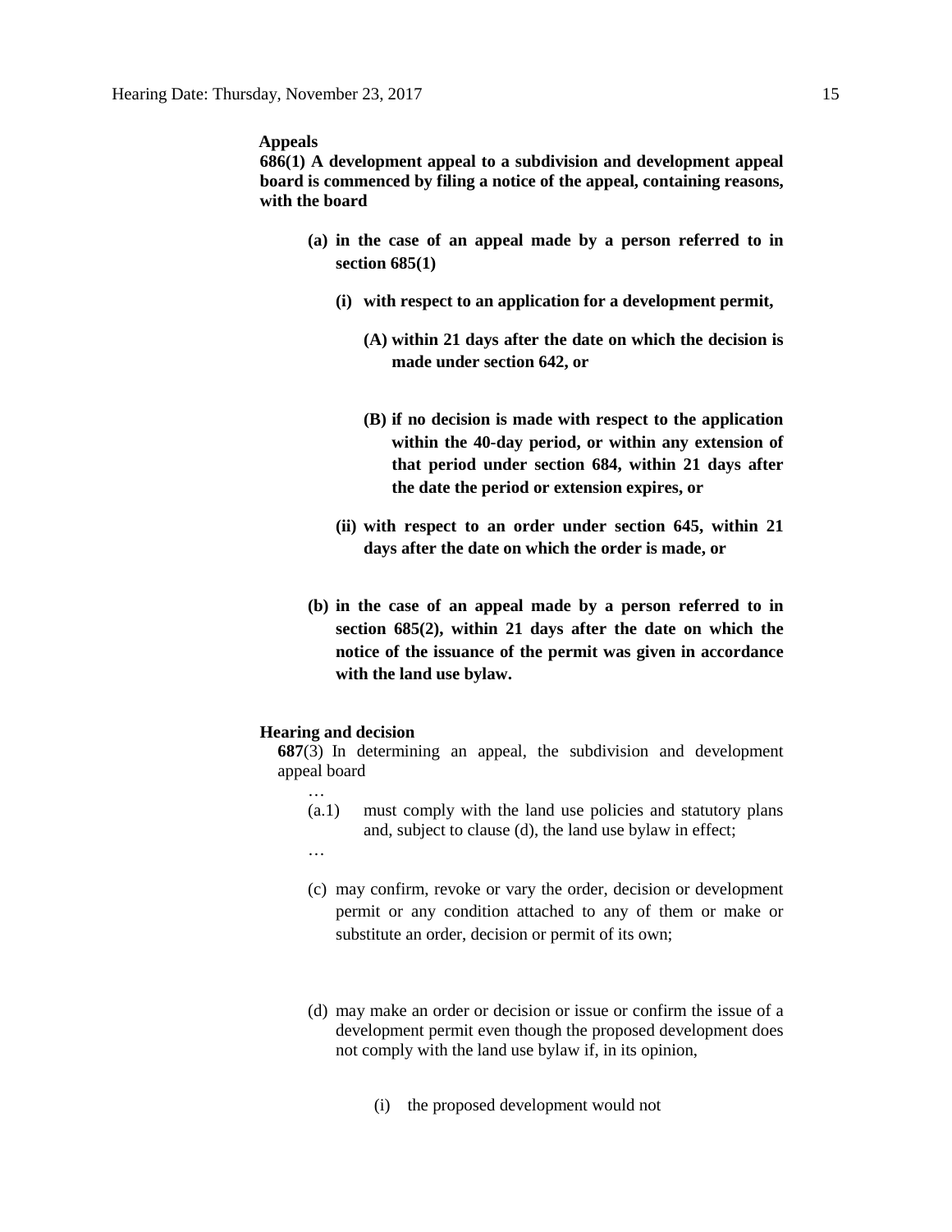**Appeals**

**686(1) A development appeal to a subdivision and development appeal board is commenced by filing a notice of the appeal, containing reasons, with the board**

- **(a) in the case of an appeal made by a person referred to in section 685(1)**
  - **(i) with respect to an application for a development permit,**
    - **(A) within 21 days after the date on which the decision is made under section 642, or**
    - **(B) if no decision is made with respect to the application within the 40-day period, or within any extension of that period under section 684, within 21 days after the date the period or extension expires, or**
  - **(ii) with respect to an order under section 645, within 21 days after the date on which the order is made, or**
- **(b) in the case of an appeal made by a person referred to in section 685(2), within 21 days after the date on which the notice of the issuance of the permit was given in accordance with the land use bylaw.**

**Hearing and decision**

**687**(3) In determining an appeal, the subdivision and development appeal board

…

(a.1) must comply with the land use policies and statutory plans and, subject to clause (d), the land use bylaw in effect;

…

(c) may confirm, revoke or vary the order, decision or development permit or any condition attached to any of them or make or substitute an order, decision or permit of its own;

(d) may make an order or decision or issue or confirm the issue of a development permit even though the proposed development does not comply with the land use bylaw if, in its opinion,

(i) the proposed development would not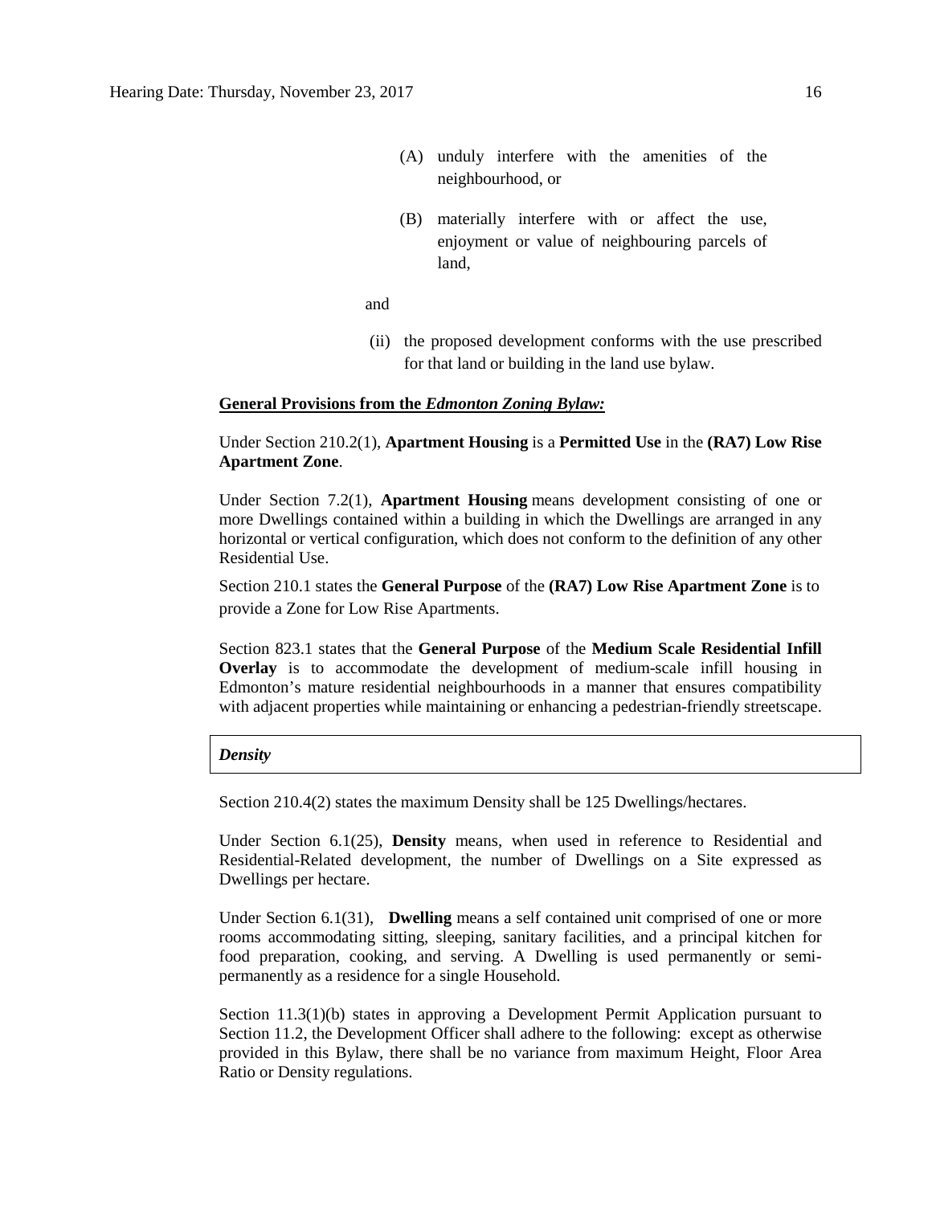(A) unduly interfere with the amenities of the neighbourhood, or

(B) materially interfere with or affect the use, enjoyment or value of neighbouring parcels of land,

and

(ii) the proposed development conforms with the use prescribed for that land or building in the land use bylaw.

**General Provisions from the *Edmonton Zoning Bylaw:***

Under Section 210.2(1), **Apartment Housing** is a **Permitted Use** in the **(RA7) Low Rise Apartment Zone**.

Under Section 7.2(1), **Apartment Housing** means development consisting of one or more Dwellings contained within a building in which the Dwellings are arranged in any horizontal or vertical configuration, which does not conform to the definition of any other Residential Use.

Section 210.1 states the **General Purpose** of the **(RA7) Low Rise Apartment Zone** is to provide a Zone for Low Rise Apartments.

Section 823.1 states that the **General Purpose** of the **Medium Scale Residential Infill Overlay** is to accommodate the development of medium-scale infill housing in Edmonton's mature residential neighbourhoods in a manner that ensures compatibility with adjacent properties while maintaining or enhancing a pedestrian-friendly streetscape.

***Density***

Section 210.4(2) states the maximum Density shall be 125 Dwellings/hectares.

Under Section 6.1(25), **Density** means, when used in reference to Residential and Residential-Related development, the number of Dwellings on a Site expressed as Dwellings per hectare.

Under Section 6.1(31), **Dwelling** means a self contained unit comprised of one or more rooms accommodating sitting, sleeping, sanitary facilities, and a principal kitchen for food preparation, cooking, and serving. A Dwelling is used permanently or semi-permanently as a residence for a single Household.

Section 11.3(1)(b) states in approving a Development Permit Application pursuant to Section 11.2, the Development Officer shall adhere to the following: except as otherwise provided in this Bylaw, there shall be no variance from maximum Height, Floor Area Ratio or Density regulations.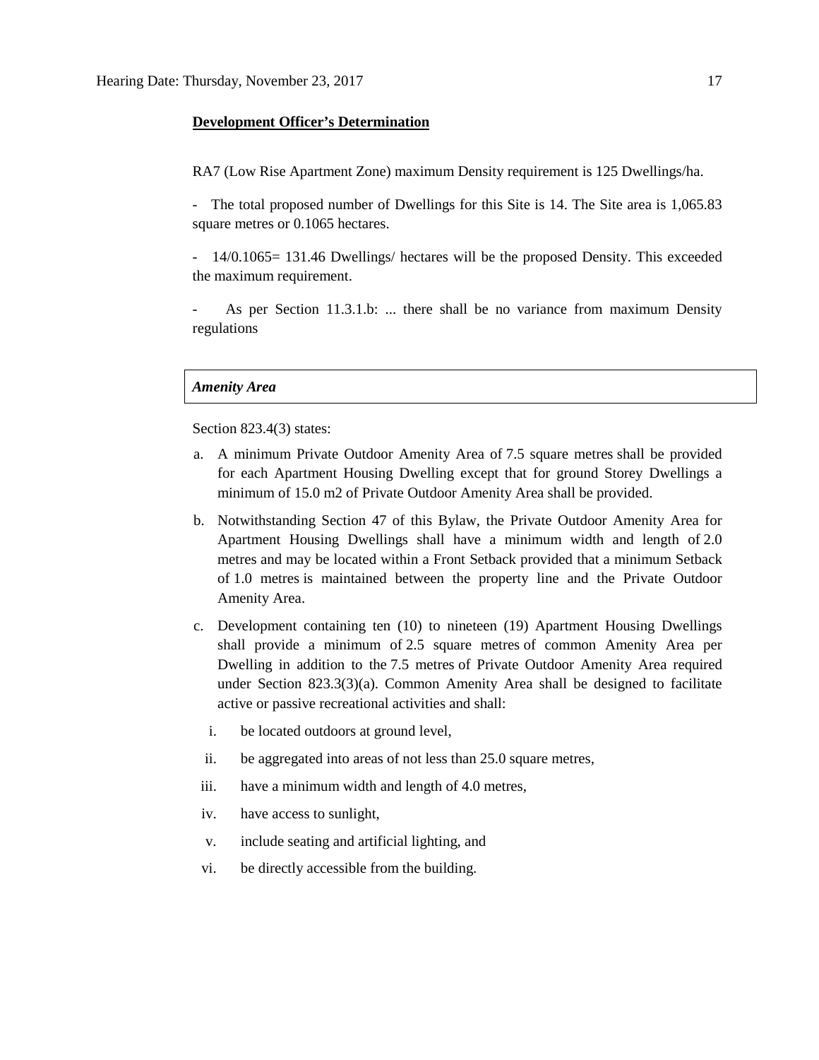**Development Officer's Determination**

RA7 (Low Rise Apartment Zone) maximum Density requirement is 125 Dwellings/ha.

- The total proposed number of Dwellings for this Site is 14. The Site area is 1,065.83 square metres or 0.1065 hectares.

- 14/0.1065= 131.46 Dwellings/ hectares will be the proposed Density. This exceeded the maximum requirement.

- As per Section 11.3.1.b: ... there shall be no variance from maximum Density regulations

***Amenity Area***

Section 823.4(3) states:

a. A minimum Private Outdoor Amenity Area of 7.5 square metres shall be provided for each Apartment Housing Dwelling except that for ground Storey Dwellings a minimum of 15.0 m2 of Private Outdoor Amenity Area shall be provided.

b. Notwithstanding Section 47 of this Bylaw, the Private Outdoor Amenity Area for Apartment Housing Dwellings shall have a minimum width and length of 2.0 metres and may be located within a Front Setback provided that a minimum Setback of 1.0 metres is maintained between the property line and the Private Outdoor Amenity Area.

c. Development containing ten (10) to nineteen (19) Apartment Housing Dwellings shall provide a minimum of 2.5 square metres of common Amenity Area per Dwelling in addition to the 7.5 metres of Private Outdoor Amenity Area required under Section 823.3(3)(a). Common Amenity Area shall be designed to facilitate active or passive recreational activities and shall:

   i. be located outdoors at ground level,

   ii. be aggregated into areas of not less than 25.0 square metres,

   iii. have a minimum width and length of 4.0 metres,

   iv. have access to sunlight,

   v. include seating and artificial lighting, and

   vi. be directly accessible from the building.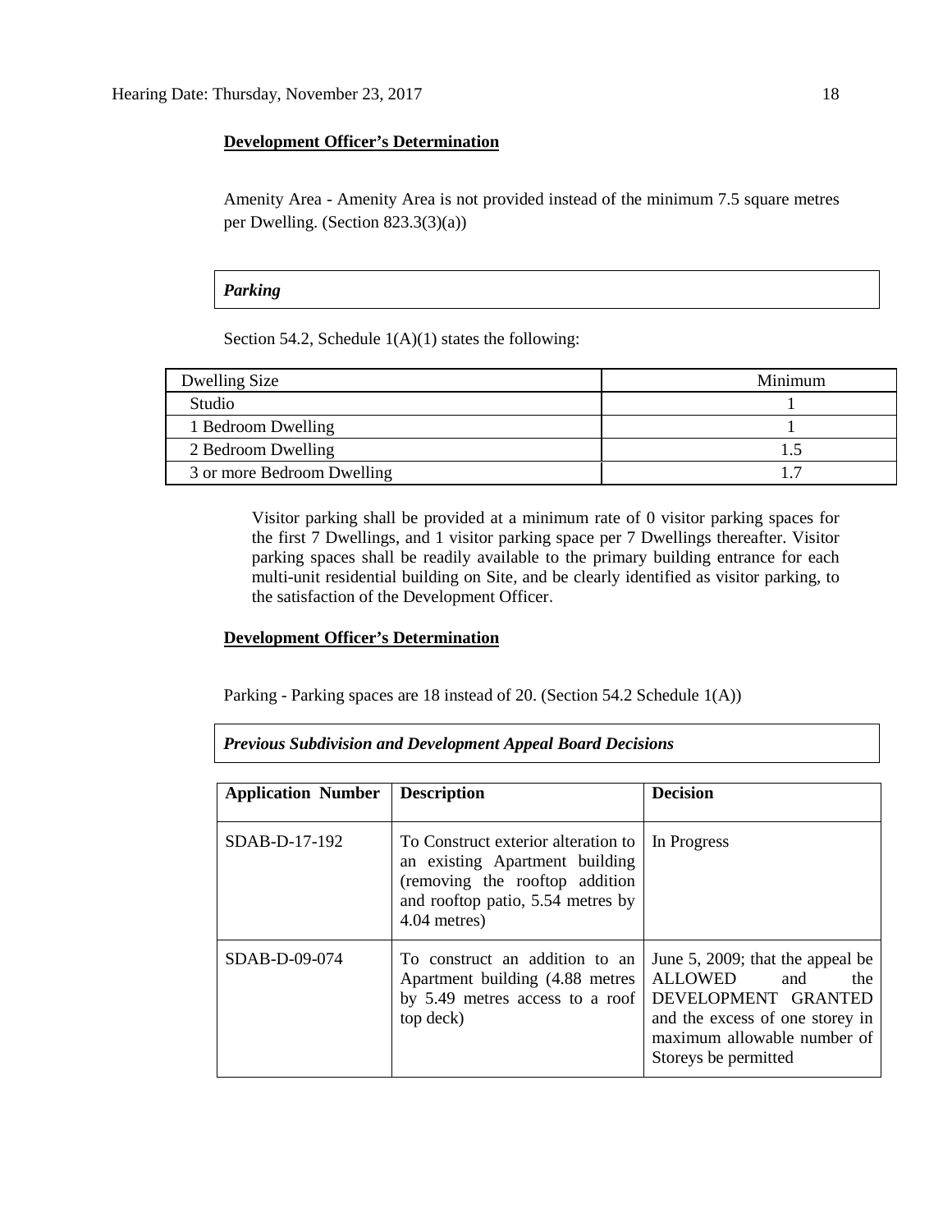**Development Officer's Determination**

Amenity Area - Amenity Area is not provided instead of the minimum 7.5 square metres per Dwelling. (Section 823.3(3)(a))

***Parking***

Section 54.2, Schedule 1(A)(1) states the following:

| Dwelling Size | Minimum |
|---|---|
| Studio | 1 |
| 1 Bedroom Dwelling | 1 |
| 2 Bedroom Dwelling | 1.5 |
| 3 or more Bedroom Dwelling | 1.7 |

Visitor parking shall be provided at a minimum rate of 0 visitor parking spaces for the first 7 Dwellings, and 1 visitor parking space per 7 Dwellings thereafter. Visitor parking spaces shall be readily available to the primary building entrance for each multi-unit residential building on Site, and be clearly identified as visitor parking, to the satisfaction of the Development Officer.

**Development Officer's Determination**

Parking - Parking spaces are 18 instead of 20. (Section 54.2 Schedule 1(A))

***Previous Subdivision and Development Appeal Board Decisions***

| **Application Number** | **Description** | **Decision** |
|---|---|---|
| SDAB-D-17-192 | To Construct exterior alteration to an existing Apartment building (removing the rooftop addition and rooftop patio, 5.54 metres by 4.04 metres) | In Progress |
| SDAB-D-09-074 | To construct an addition to an Apartment building (4.88 metres by 5.49 metres access to a roof top deck) | June 5, 2009; that the appeal be ALLOWED and the DEVELOPMENT GRANTED and the excess of one storey in maximum allowable number of Storeys be permitted |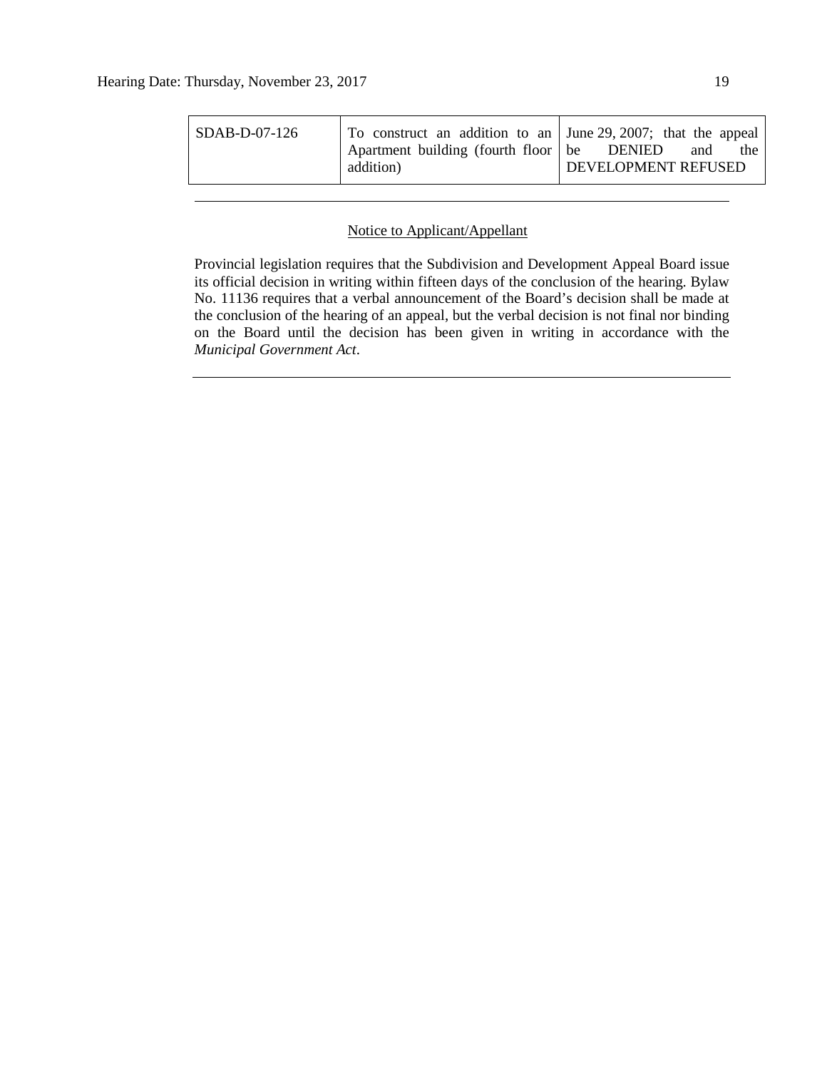| SDAB-D-07-126 | To construct an addition to an Apartment building (fourth floor addition) | June 29, 2007; that the appeal be DENIED and the DEVELOPMENT REFUSED |
|---|---|---|

---

Notice to Applicant/Appellant

Provincial legislation requires that the Subdivision and Development Appeal Board issue its official decision in writing within fifteen days of the conclusion of the hearing. Bylaw No. 11136 requires that a verbal announcement of the Board's decision shall be made at the conclusion of the hearing of an appeal, but the verbal decision is not final nor binding on the Board until the decision has been given in writing in accordance with the *Municipal Government Act*.

---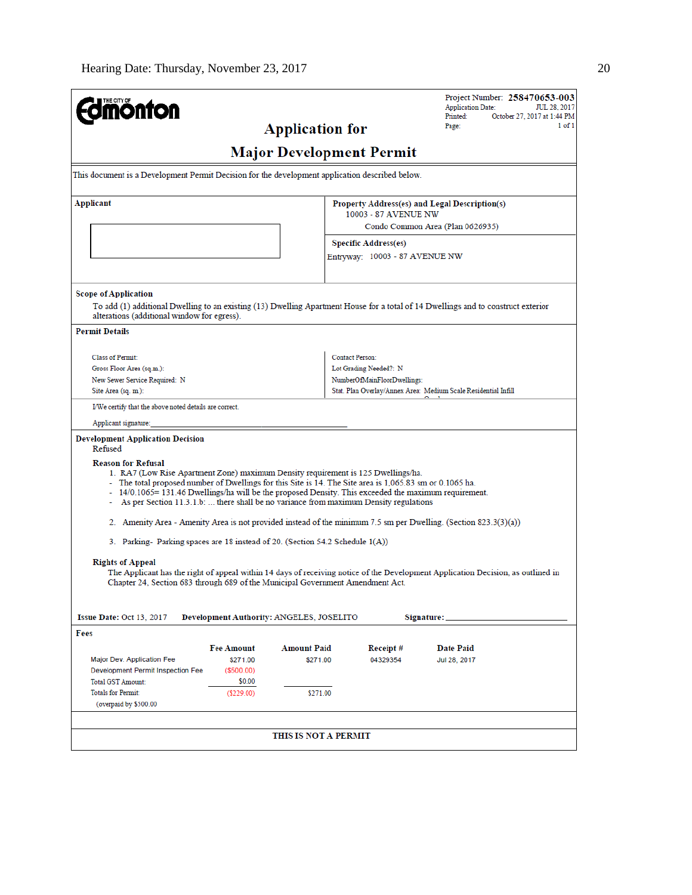THE CITY OF **Edmonton**

# Application for

# Major Development Permit

Project Number: **258470653-003**
Application Date: JUL 28, 2017
Printed: October 27, 2017 at 1:44 PM
Page: 1 of 1

This document is a Development Permit Decision for the development application described below.

**Applicant**

**Property Address(es) and Legal Description(s)**
10003 - 87 AVENUE NW
Condo Common Area (Plan 0626935)

**Specific Address(es)**
Entryway: 10003 - 87 AVENUE NW

**Scope of Application**

To add (1) additional Dwelling to an existing (13) Dwelling Apartment House for a total of 14 Dwellings and to construct exterior alterations (additional window for egress).

**Permit Details**

Class of Permit:
Gross Floor Area (sq.m.):
New Sewer Service Required: N
Site Area (sq. m.):

Contact Person:
Lot Grading Needed?: N
NumberOfMainFloorDwellings:
Stat. Plan Overlay/Annex Area: Medium Scale Residential Infill Overlay

I/We certify that the above noted details are correct.

Applicant signature:_______________________________

**Development Application Decision**
Refused

**Reason for Refusal**

1. RA7 (Low Rise Apartment Zone) maximum Density requirement is 125 Dwellings/ha.
- The total proposed number of Dwellings for this Site is 14. The Site area is 1,065.83 sm or 0.1065 ha.
- 14/0.1065= 131.46 Dwellings/ha will be the proposed Density. This exceeded the maximum requirement.
- As per Section 11.3.1.b: ... there shall be no variance from maximum Density regulations

2. Amenity Area - Amenity Area is not provided instead of the minimum 7.5 sm per Dwelling. (Section 823.3(3)(a))

3. Parking- Parking spaces are 18 instead of 20. (Section 54.2 Schedule 1(A))

**Rights of Appeal**
The Applicant has the right of appeal within 14 days of receiving notice of the Development Application Decision, as outlined in Chapter 24, Section 683 through 689 of the Municipal Government Amendment Act.

**Issue Date:** Oct 13, 2017 **Development Authority:** ANGELES, JOSELITO **Signature:**_______________________

**Fees**

| | Fee Amount | Amount Paid | Receipt # | Date Paid |
|---|---|---|---|---|
| Major Dev. Application Fee | $271.00 | $271.00 | 04329354 | Jul 28, 2017 |
| Development Permit Inspection Fee | ($500.00) | | | |
| Total GST Amount: | $0.00 | | | |
| Totals for Permit: | ($229.00) | $271.00 | | |
| (overpaid by $500.00) | | | | |

**THIS IS NOT A PERMIT**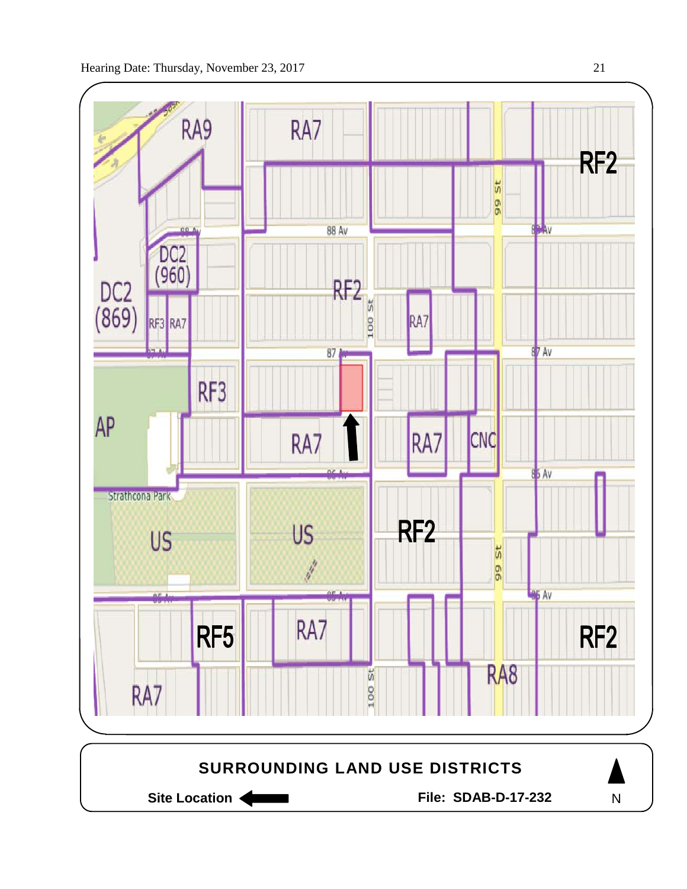Hearing Date: Thursday, November 23, 2017

**SURROUNDING LAND USE DISTRICTS**

**Site Location** ←

**File: SDAB-D-17-232**

N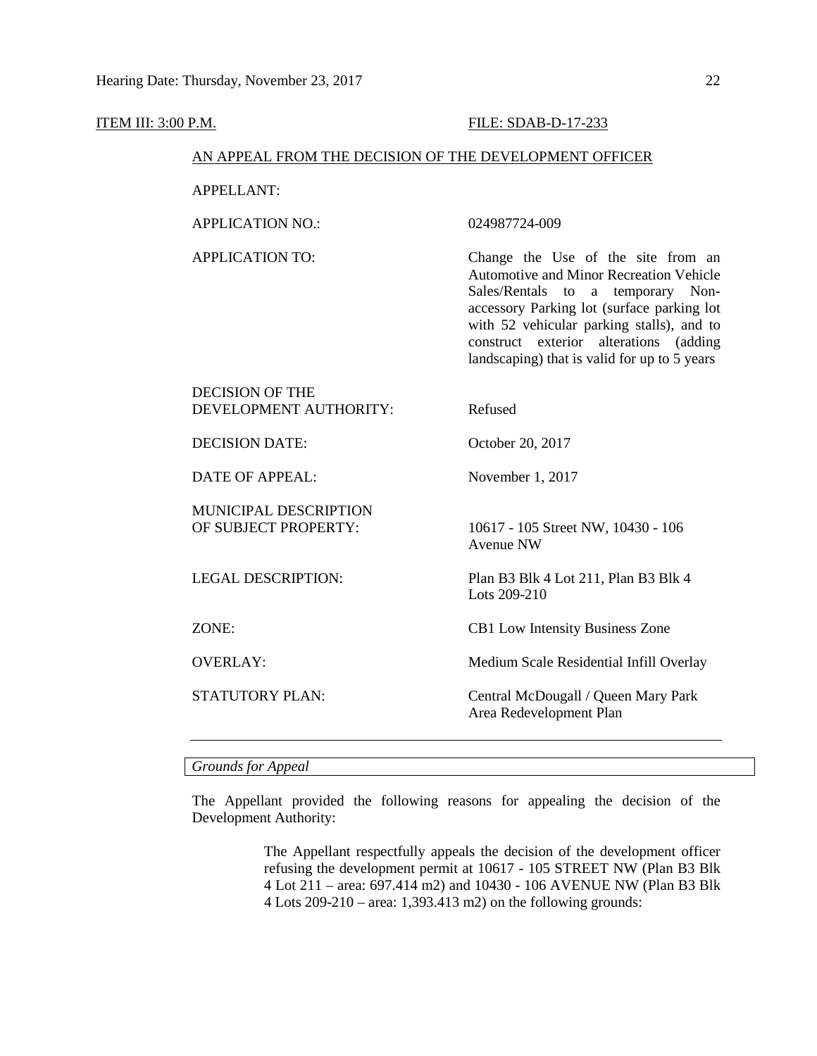ITEM III: 3:00 P.M. FILE: SDAB-D-17-233

AN APPEAL FROM THE DECISION OF THE DEVELOPMENT OFFICER

| | |
|---|---|
| APPELLANT: | |
| APPLICATION NO.: | 024987724-009 |
| APPLICATION TO: | Change the Use of the site from an Automotive and Minor Recreation Vehicle Sales/Rentals to a temporary Non-accessory Parking lot (surface parking lot with 52 vehicular parking stalls), and to construct exterior alterations (adding landscaping) that is valid for up to 5 years |
| DECISION OF THE DEVELOPMENT AUTHORITY: | Refused |
| DECISION DATE: | October 20, 2017 |
| DATE OF APPEAL: | November 1, 2017 |
| MUNICIPAL DESCRIPTION OF SUBJECT PROPERTY: | 10617 - 105 Street NW, 10430 - 106 Avenue NW |
| LEGAL DESCRIPTION: | Plan B3 Blk 4 Lot 211, Plan B3 Blk 4 Lots 209-210 |
| ZONE: | CB1 Low Intensity Business Zone |
| OVERLAY: | Medium Scale Residential Infill Overlay |
| STATUTORY PLAN: | Central McDougall / Queen Mary Park Area Redevelopment Plan |

---

*Grounds for Appeal*

The Appellant provided the following reasons for appealing the decision of the Development Authority:

> The Appellant respectfully appeals the decision of the development officer refusing the development permit at 10617 - 105 STREET NW (Plan B3 Blk 4 Lot 211 – area: 697.414 m2) and 10430 - 106 AVENUE NW (Plan B3 Blk 4 Lots 209-210 – area: 1,393.413 m2) on the following grounds: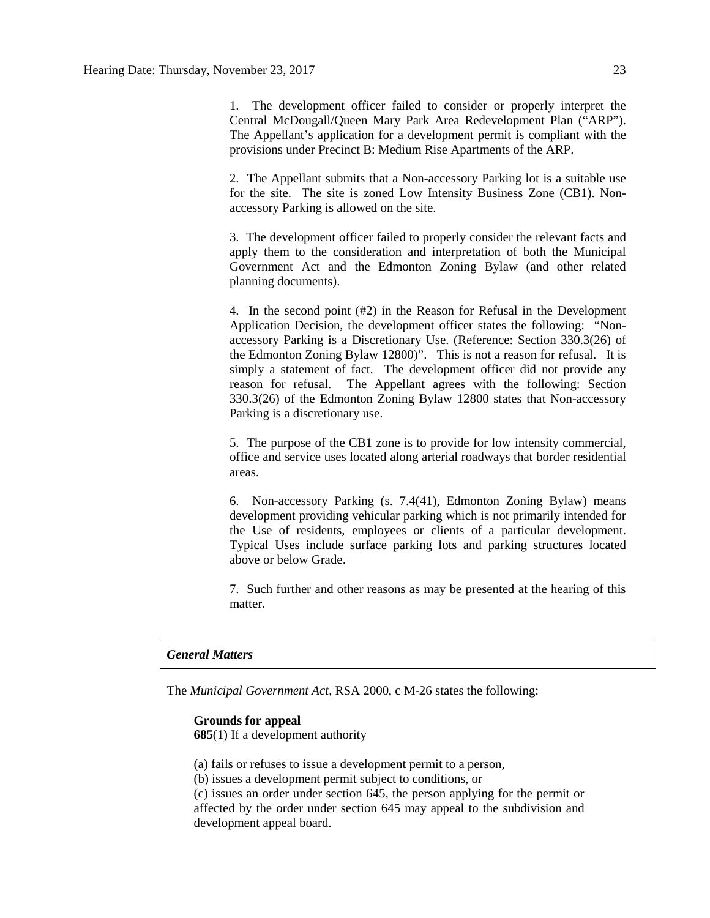1. The development officer failed to consider or properly interpret the Central McDougall/Queen Mary Park Area Redevelopment Plan ("ARP"). The Appellant's application for a development permit is compliant with the provisions under Precinct B: Medium Rise Apartments of the ARP.

2. The Appellant submits that a Non-accessory Parking lot is a suitable use for the site. The site is zoned Low Intensity Business Zone (CB1). Non-accessory Parking is allowed on the site.

3. The development officer failed to properly consider the relevant facts and apply them to the consideration and interpretation of both the Municipal Government Act and the Edmonton Zoning Bylaw (and other related planning documents).

4. In the second point (#2) in the Reason for Refusal in the Development Application Decision, the development officer states the following: "Non-accessory Parking is a Discretionary Use. (Reference: Section 330.3(26) of the Edmonton Zoning Bylaw 12800)". This is not a reason for refusal. It is simply a statement of fact. The development officer did not provide any reason for refusal. The Appellant agrees with the following: Section 330.3(26) of the Edmonton Zoning Bylaw 12800 states that Non-accessory Parking is a discretionary use.

5. The purpose of the CB1 zone is to provide for low intensity commercial, office and service uses located along arterial roadways that border residential areas.

6. Non-accessory Parking (s. 7.4(41), Edmonton Zoning Bylaw) means development providing vehicular parking which is not primarily intended for the Use of residents, employees or clients of a particular development. Typical Uses include surface parking lots and parking structures located above or below Grade.

7. Such further and other reasons as may be presented at the hearing of this matter.

***General Matters***

The *Municipal Government Act*, RSA 2000, c M-26 states the following:

**Grounds for appeal**
**685**(1) If a development authority

(a) fails or refuses to issue a development permit to a person,
(b) issues a development permit subject to conditions, or
(c) issues an order under section 645, the person applying for the permit or affected by the order under section 645 may appeal to the subdivision and development appeal board.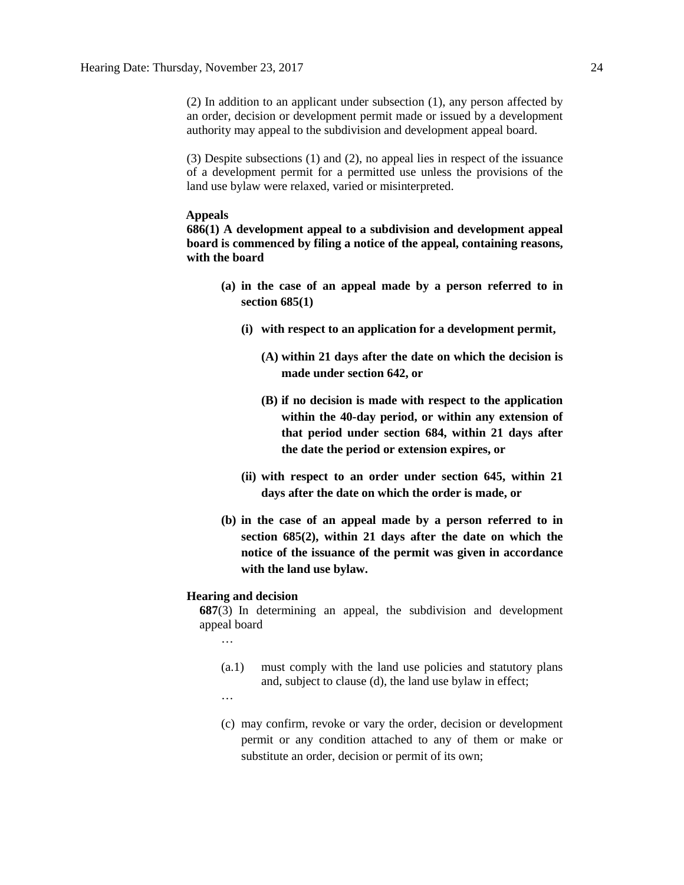(2) In addition to an applicant under subsection (1), any person affected by an order, decision or development permit made or issued by a development authority may appeal to the subdivision and development appeal board.

(3) Despite subsections (1) and (2), no appeal lies in respect of the issuance of a development permit for a permitted use unless the provisions of the land use bylaw were relaxed, varied or misinterpreted.

**Appeals**

**686(1) A development appeal to a subdivision and development appeal board is commenced by filing a notice of the appeal, containing reasons, with the board**

**(a) in the case of an appeal made by a person referred to in section 685(1)**

**(i) with respect to an application for a development permit,**

**(A) within 21 days after the date on which the decision is made under section 642, or**

**(B) if no decision is made with respect to the application within the 40-day period, or within any extension of that period under section 684, within 21 days after the date the period or extension expires, or**

**(ii) with respect to an order under section 645, within 21 days after the date on which the order is made, or**

**(b) in the case of an appeal made by a person referred to in section 685(2), within 21 days after the date on which the notice of the issuance of the permit was given in accordance with the land use bylaw.**

**Hearing and decision**

**687**(3) In determining an appeal, the subdivision and development appeal board

…

(a.1) must comply with the land use policies and statutory plans and, subject to clause (d), the land use bylaw in effect;

…

(c) may confirm, revoke or vary the order, decision or development permit or any condition attached to any of them or make or substitute an order, decision or permit of its own;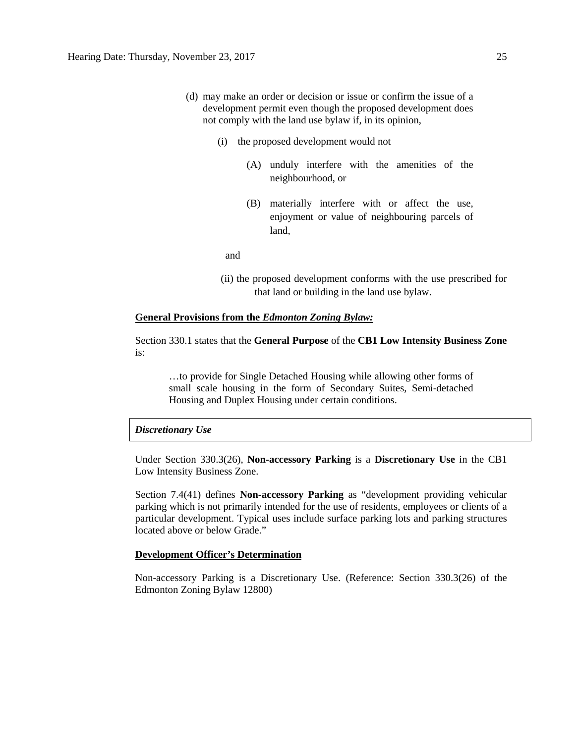(d) may make an order or decision or issue or confirm the issue of a development permit even though the proposed development does not comply with the land use bylaw if, in its opinion,

   (i) the proposed development would not

      (A) unduly interfere with the amenities of the neighbourhood, or

      (B) materially interfere with or affect the use, enjoyment or value of neighbouring parcels of land,

   and

   (ii) the proposed development conforms with the use prescribed for that land or building in the land use bylaw.

**General Provisions from the *Edmonton Zoning Bylaw:***

Section 330.1 states that the **General Purpose** of the **CB1 Low Intensity Business Zone** is:

> …to provide for Single Detached Housing while allowing other forms of small scale housing in the form of Secondary Suites, Semi-detached Housing and Duplex Housing under certain conditions.

***Discretionary Use***

Under Section 330.3(26), **Non-accessory Parking** is a **Discretionary Use** in the CB1 Low Intensity Business Zone.

Section 7.4(41) defines **Non-accessory Parking** as "development providing vehicular parking which is not primarily intended for the use of residents, employees or clients of a particular development. Typical uses include surface parking lots and parking structures located above or below Grade."

**Development Officer's Determination**

Non-accessory Parking is a Discretionary Use. (Reference: Section 330.3(26) of the Edmonton Zoning Bylaw 12800)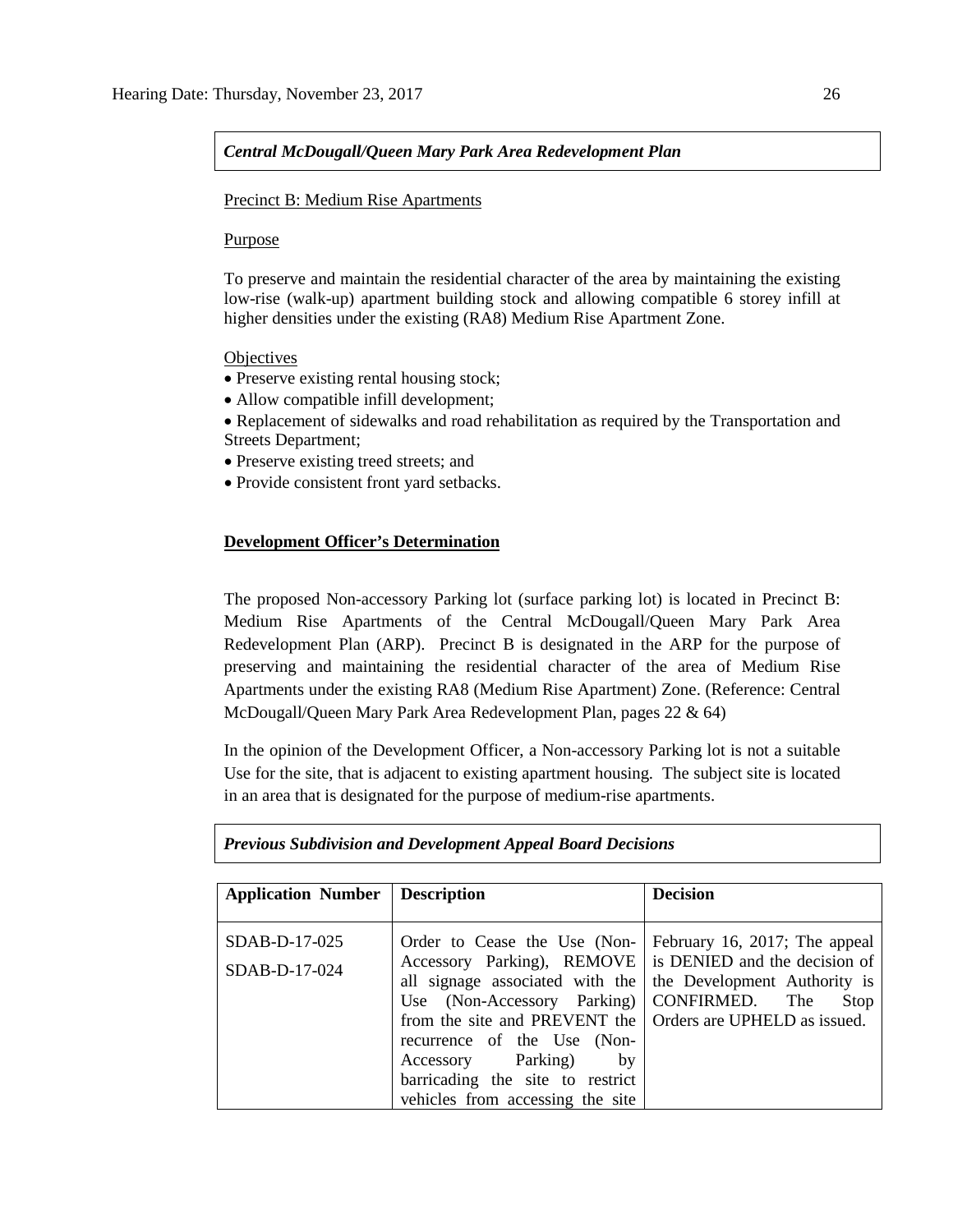***Central McDougall/Queen Mary Park Area Redevelopment Plan***

Precinct B: Medium Rise Apartments

Purpose

To preserve and maintain the residential character of the area by maintaining the existing low-rise (walk-up) apartment building stock and allowing compatible 6 storey infill at higher densities under the existing (RA8) Medium Rise Apartment Zone.

Objectives

- Preserve existing rental housing stock;
- Allow compatible infill development;
- Replacement of sidewalks and road rehabilitation as required by the Transportation and Streets Department;
- Preserve existing treed streets; and
- Provide consistent front yard setbacks.

**Development Officer's Determination**

The proposed Non-accessory Parking lot (surface parking lot) is located in Precinct B: Medium Rise Apartments of the Central McDougall/Queen Mary Park Area Redevelopment Plan (ARP). Precinct B is designated in the ARP for the purpose of preserving and maintaining the residential character of the area of Medium Rise Apartments under the existing RA8 (Medium Rise Apartment) Zone. (Reference: Central McDougall/Queen Mary Park Area Redevelopment Plan, pages 22 & 64)

In the opinion of the Development Officer, a Non-accessory Parking lot is not a suitable Use for the site, that is adjacent to existing apartment housing. The subject site is located in an area that is designated for the purpose of medium-rise apartments.

***Previous Subdivision and Development Appeal Board Decisions***

| Application Number | Description | Decision |
|---|---|---|
| SDAB-D-17-025<br>SDAB-D-17-024 | Order to Cease the Use (Non-Accessory Parking), REMOVE all signage associated with the Use (Non-Accessory Parking) from the site and PREVENT the recurrence of the Use (Non-Accessory Parking) by barricading the site to restrict vehicles from accessing the site | February 16, 2017; The appeal is DENIED and the decision of the Development Authority is CONFIRMED. The Stop Orders are UPHELD as issued. |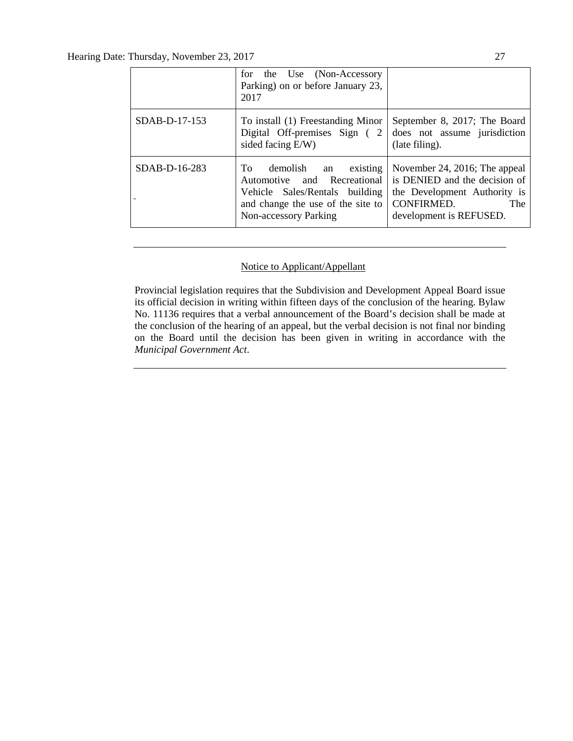| | | |
|---|---|---|
| | for the Use (Non-Accessory Parking) on or before January 23, 2017 | |
| SDAB-D-17-153 | To install (1) Freestanding Minor Digital Off-premises Sign ( 2 sided facing E/W) | September 8, 2017; The Board does not assume jurisdiction (late filing). |
| SDAB-D-16-283 | To demolish an existing Automotive and Recreational Vehicle Sales/Rentals building and change the use of the site to Non-accessory Parking | November 24, 2016; The appeal is DENIED and the decision of the Development Authority is CONFIRMED. The development is REFUSED. |

---

Notice to Applicant/Appellant

Provincial legislation requires that the Subdivision and Development Appeal Board issue its official decision in writing within fifteen days of the conclusion of the hearing. Bylaw No. 11136 requires that a verbal announcement of the Board's decision shall be made at the conclusion of the hearing of an appeal, but the verbal decision is not final nor binding on the Board until the decision has been given in writing in accordance with the *Municipal Government Act*.

---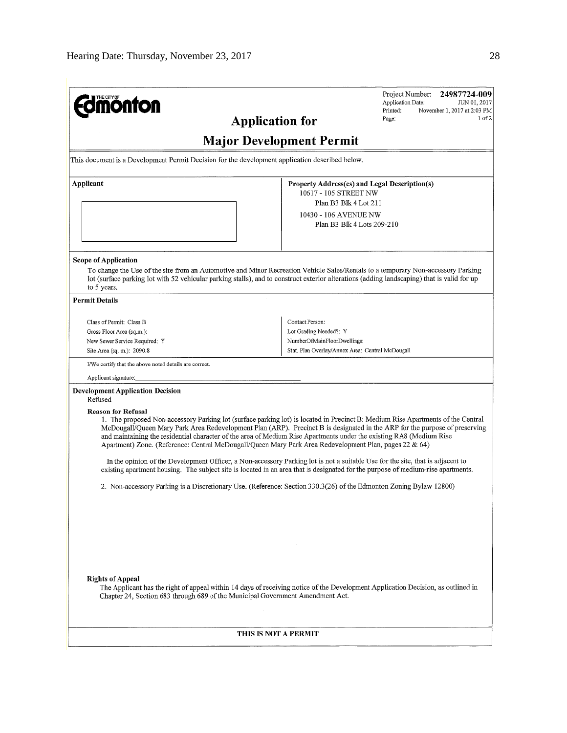THE CITY OF **Edmonton**

Project Number: **24987724-009**
Application Date: JUN 01, 2017
Printed: November 1, 2017 at 2:03 PM
Page: 1 of 2

# Application for Major Development Permit

This document is a Development Permit Decision for the development application described below.

| Applicant | Property Address(es) and Legal Description(s) |
| --- | --- |
| | 10617 - 105 STREET NW<br>Plan B3 Blk 4 Lot 211<br>10430 - 106 AVENUE NW<br>Plan B3 Blk 4 Lots 209-210 |

**Scope of Application**

To change the Use of the site from an Automotive and Minor Recreation Vehicle Sales/Rentals to a temporary Non-accessory Parking lot (surface parking lot with 52 vehicular parking stalls), and to construct exterior alterations (adding landscaping) that is valid for up to 5 years.

**Permit Details**

| | |
| --- | --- |
| Class of Permit: Class B | Contact Person: |
| Gross Floor Area (sq.m.): | Lot Grading Needed?: Y |
| New Sewer Service Required: Y | NumberOfMainFloorDwellings: |
| Site Area (sq. m.): 2090.8 | Stat. Plan Overlay/Annex Area: Central McDougall |

I/We certify that the above noted details are correct.

Applicant signature: ____________________

**Development Application Decision**

Refused

**Reason for Refusal**

1. The proposed Non-accessory Parking lot (surface parking lot) is located in Precinct B: Medium Rise Apartments of the Central McDougall/Queen Mary Park Area Redevelopment Plan (ARP). Precinct B is designated in the ARP for the purpose of preserving and maintaining the residential character of the area of Medium Rise Apartments under the existing RA8 (Medium Rise Apartment) Zone. (Reference: Central McDougall/Queen Mary Park Area Redevelopment Plan, pages 22 & 64)

In the opinion of the Development Officer, a Non-accessory Parking lot is not a suitable Use for the site, that is adjacent to existing apartment housing. The subject site is located in an area that is designated for the purpose of medium-rise apartments.

2. Non-accessory Parking is a Discretionary Use. (Reference: Section 330.3(26) of the Edmonton Zoning Bylaw 12800)

**Rights of Appeal**

The Applicant has the right of appeal within 14 days of receiving notice of the Development Application Decision, as outlined in Chapter 24, Section 683 through 689 of the Municipal Government Amendment Act.

**THIS IS NOT A PERMIT**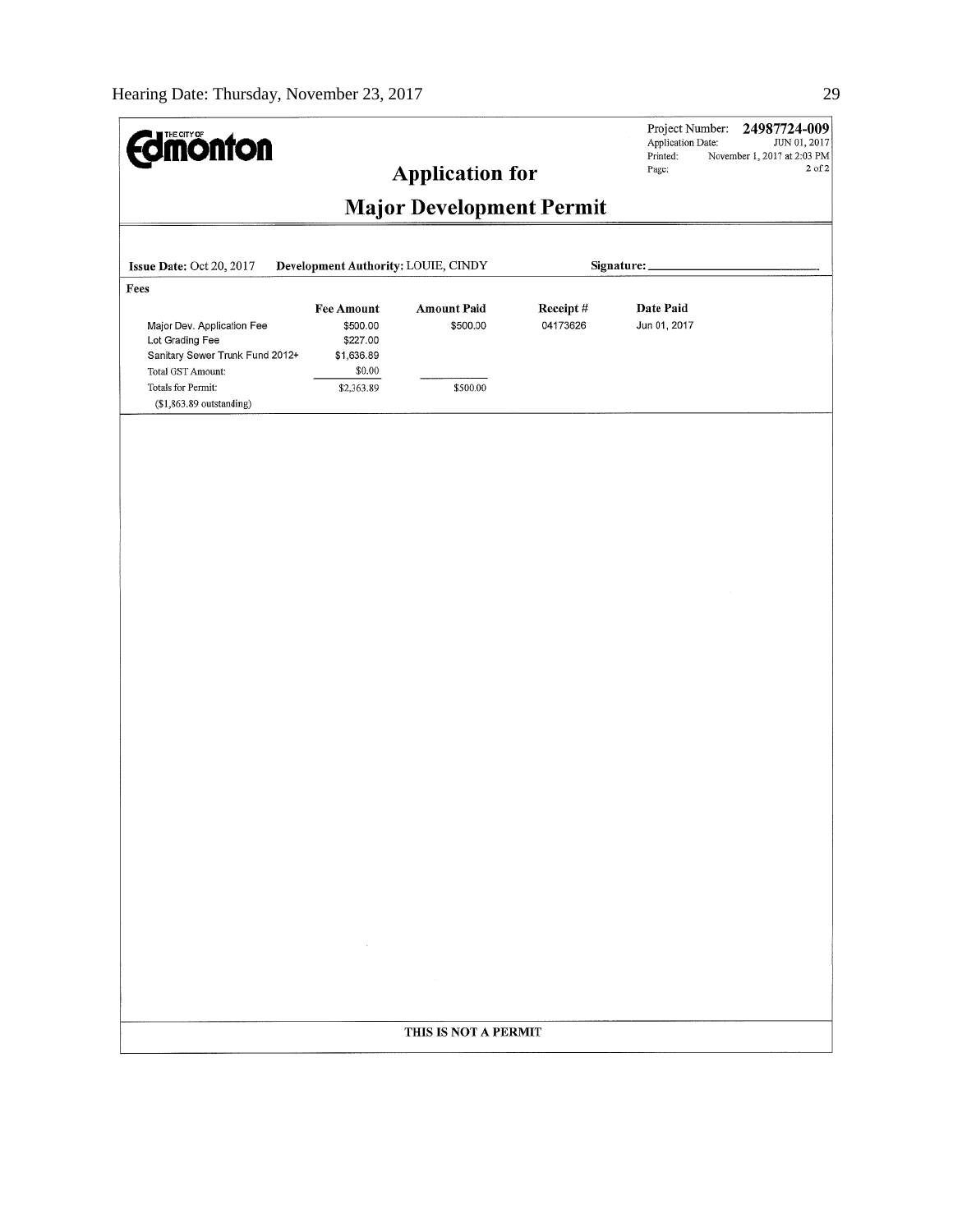THE CITY OF **Edmonton**

Project Number: **24987724-009**
Application Date: JUN 01, 2017
Printed: November 1, 2017 at 2:03 PM
Page: 2 of 2

# Application for

# Major Development Permit

**Issue Date:** Oct 20, 2017 **Development Authority:** LOUIE, CINDY **Signature:** ______________________

**Fees**

| | Fee Amount | Amount Paid | Receipt # | Date Paid |
|---|---|---|---|---|
| Major Dev. Application Fee | $500.00 | $500.00 | 04173626 | Jun 01, 2017 |
| Lot Grading Fee | $227.00 | | | |
| Sanitary Sewer Trunk Fund 2012+ | $1,636.89 | | | |
| Total GST Amount: | $0.00 | | | |
| Totals for Permit: | $2,363.89 | $500.00 | | |
| ($1,863.89 outstanding) | | | | |

**THIS IS NOT A PERMIT**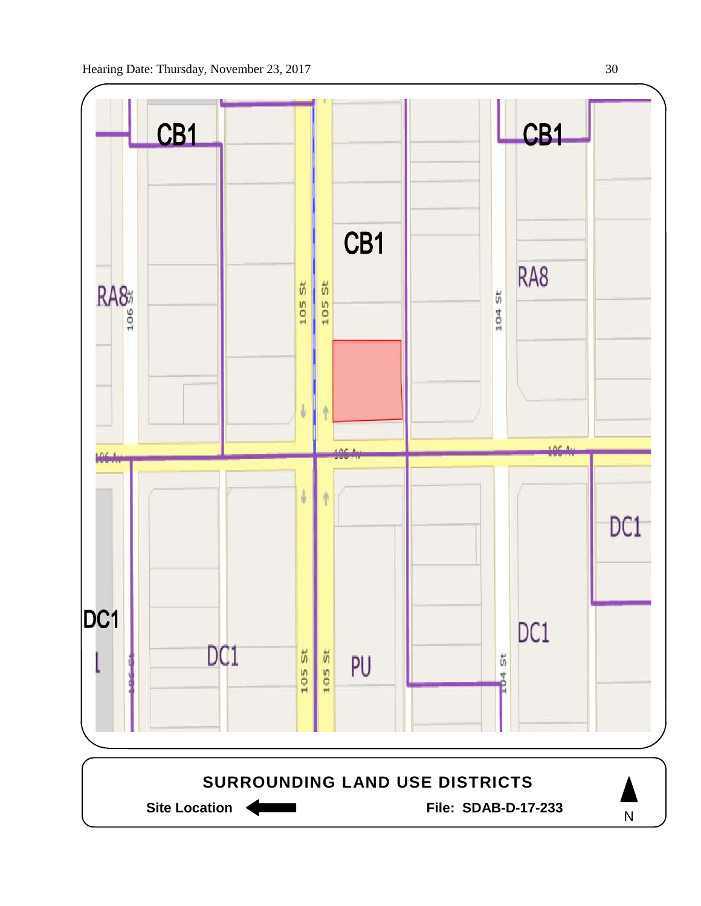CB1

CB1

CB1

RA8

RA8

106 St

105 St

105 St

104 St

106 Av

106 Av

106 Av

DC1

DC1

DC1

DC1

PU

105 St

105 St

106 St

104 St

**SURROUNDING LAND USE DISTRICTS**

**Site Location** ⬅

**File: SDAB-D-17-233**

N